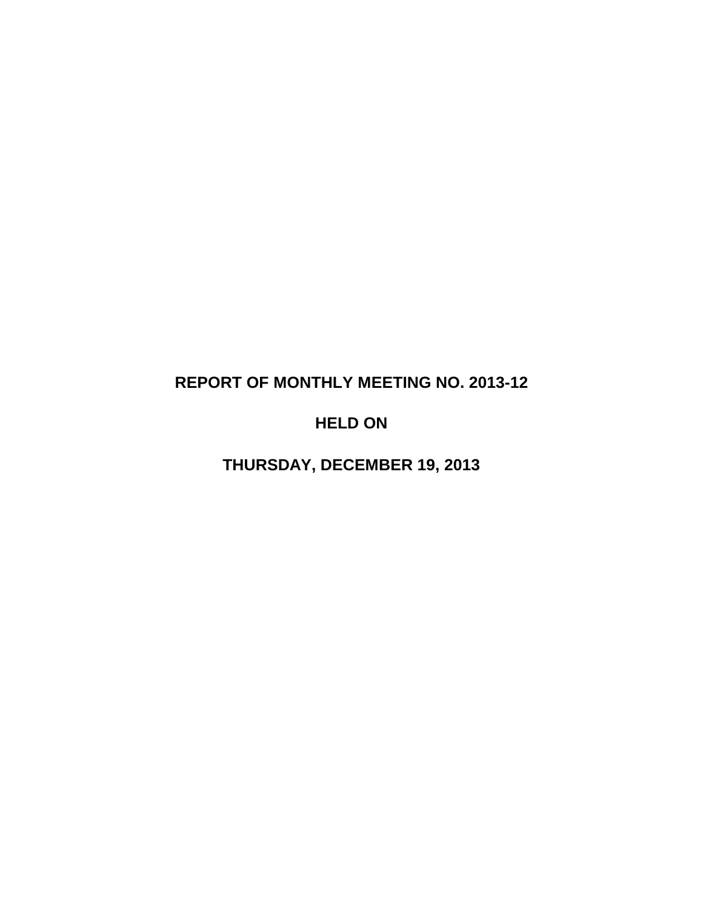# REPORT OF MONTHLY MEETING NO. 2013-12

## HELD ON

## THURSDAY, DECEMBER 19, 2013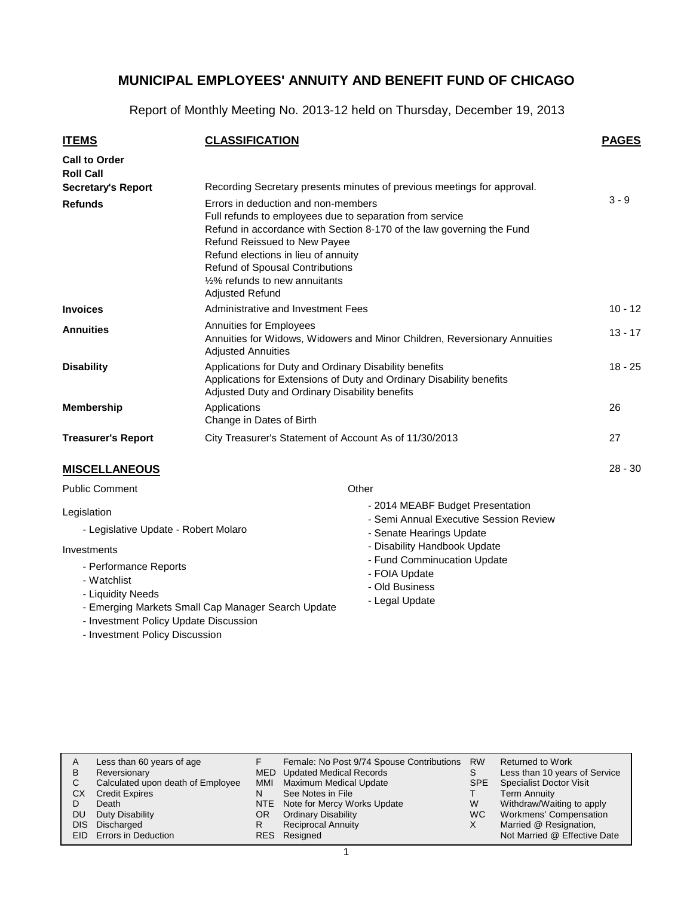# MUNICIPAL EMPLOYEES' ANNUITY AND BENEFIT FUND OF CHICAGO

Report of Monthly Meeting No. 2013-12 held on Thursday, December 19, 2013

| ITEMS | CLASSIFICATION | PAGES |
|---|---|---|
| **Call to Order** | | |
| **Roll Call** | | |
| **Secretary's Report** | Recording Secretary presents minutes of previous meetings for approval. | |
| **Refunds** | Errors in deduction and non-members<br>Full refunds to employees due to separation from service<br>Refund in accordance with Section 8-170 of the law governing the Fund<br>Refund Reissued to New Payee<br>Refund elections in lieu of annuity<br>Refund of Spousal Contributions<br>½% refunds to new annuitants<br>Adjusted Refund | 3 - 9 |
| **Invoices** | Administrative and Investment Fees | 10 - 12 |
| **Annuities** | Annuities for Employees<br>Annuities for Widows, Widowers and Minor Children, Reversionary Annuities<br>Adjusted Annuities | 13 - 17 |
| **Disability** | Applications for Duty and Ordinary Disability benefits<br>Applications for Extensions of Duty and Ordinary Disability benefits<br>Adjusted Duty and Ordinary Disability benefits | 18 - 25 |
| **Membership** | Applications<br>Change in Dates of Birth | 26 |
| **Treasurer's Report** | City Treasurer's Statement of Account As of 11/30/2013 | 27 |

## MISCELLANEOUS

28 - 30

Public Comment

Legislation

- Legislative Update - Robert Molaro

Investments

- Performance Reports
- Watchlist
- Liquidity Needs
- Emerging Markets Small Cap Manager Search Update
- Investment Policy Update Discussion
- Investment Policy Discussion

Other

- 2014 MEABF Budget Presentation
- Semi Annual Executive Session Review
- Senate Hearings Update
- Disability Handbook Update
- Fund Comminucation Update
- FOIA Update
- Old Business
- Legal Update

| | | | | | |
|---|---|---|---|---|---|
| A | Less than 60 years of age | F | Female: No Post 9/74 Spouse Contributions | RW | Returned to Work |
| B | Reversionary | MED | Updated Medical Records | S | Less than 10 years of Service |
| C | Calculated upon death of Employee | MMI | Maximum Medical Update | SPE | Specialist Doctor Visit |
| CX | Credit Expires | N | See Notes in File | T | Term Annuity |
| D | Death | NTE | Note for Mercy Works Update | W | Withdraw/Waiting to apply |
| DU | Duty Disability | OR | Ordinary Disability | WC | Workmens' Compensation |
| DIS | Discharged | R | Reciprocal Annuity | X | Married @ Resignation, Not Married @ Effective Date |
| EID | Errors in Deduction | RES | Resigned | | |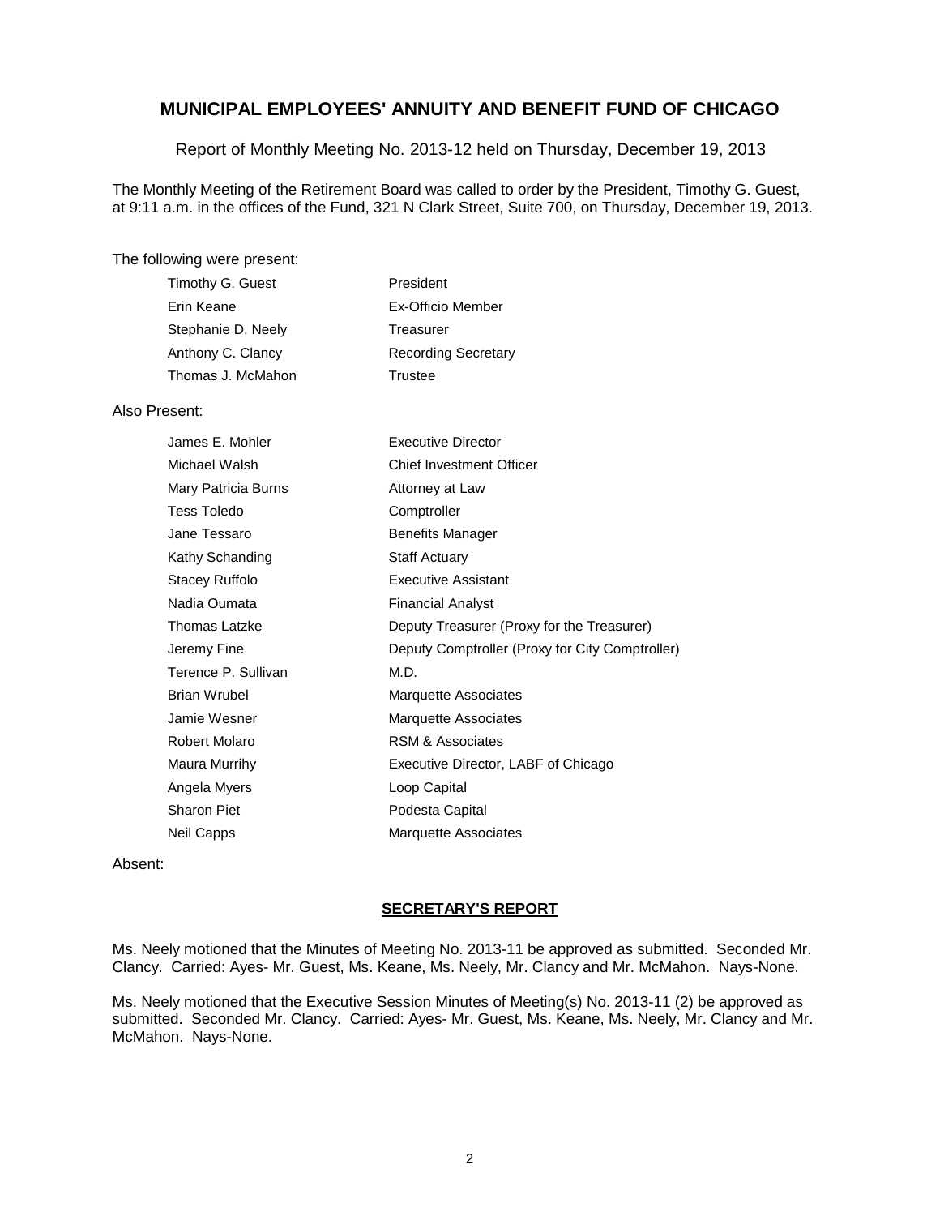# MUNICIPAL EMPLOYEES' ANNUITY AND BENEFIT FUND OF CHICAGO

Report of Monthly Meeting No. 2013-12 held on Thursday, December 19, 2013

The Monthly Meeting of the Retirement Board was called to order by the President, Timothy G. Guest, at 9:11 a.m. in the offices of the Fund, 321 N Clark Street, Suite 700, on Thursday, December 19, 2013.

The following were present:

| | |
|---|---|
| Timothy G. Guest | President |
| Erin Keane | Ex-Officio Member |
| Stephanie D. Neely | Treasurer |
| Anthony C. Clancy | Recording Secretary |
| Thomas J. McMahon | Trustee |

Also Present:

| | |
|---|---|
| James E. Mohler | Executive Director |
| Michael Walsh | Chief Investment Officer |
| Mary Patricia Burns | Attorney at Law |
| Tess Toledo | Comptroller |
| Jane Tessaro | Benefits Manager |
| Kathy Schanding | Staff Actuary |
| Stacey Ruffolo | Executive Assistant |
| Nadia Oumata | Financial Analyst |
| Thomas Latzke | Deputy Treasurer (Proxy for the Treasurer) |
| Jeremy Fine | Deputy Comptroller (Proxy for City Comptroller) |
| Terence P. Sullivan | M.D. |
| Brian Wrubel | Marquette Associates |
| Jamie Wesner | Marquette Associates |
| Robert Molaro | RSM & Associates |
| Maura Murrihy | Executive Director, LABF of Chicago |
| Angela Myers | Loop Capital |
| Sharon Piet | Podesta Capital |
| Neil Capps | Marquette Associates |

Absent:

## SECRETARY'S REPORT

Ms. Neely motioned that the Minutes of Meeting No. 2013-11 be approved as submitted. Seconded Mr. Clancy. Carried: Ayes- Mr. Guest, Ms. Keane, Ms. Neely, Mr. Clancy and Mr. McMahon. Nays-None.

Ms. Neely motioned that the Executive Session Minutes of Meeting(s) No. 2013-11 (2) be approved as submitted. Seconded Mr. Clancy. Carried: Ayes- Mr. Guest, Ms. Keane, Ms. Neely, Mr. Clancy and Mr. McMahon. Nays-None.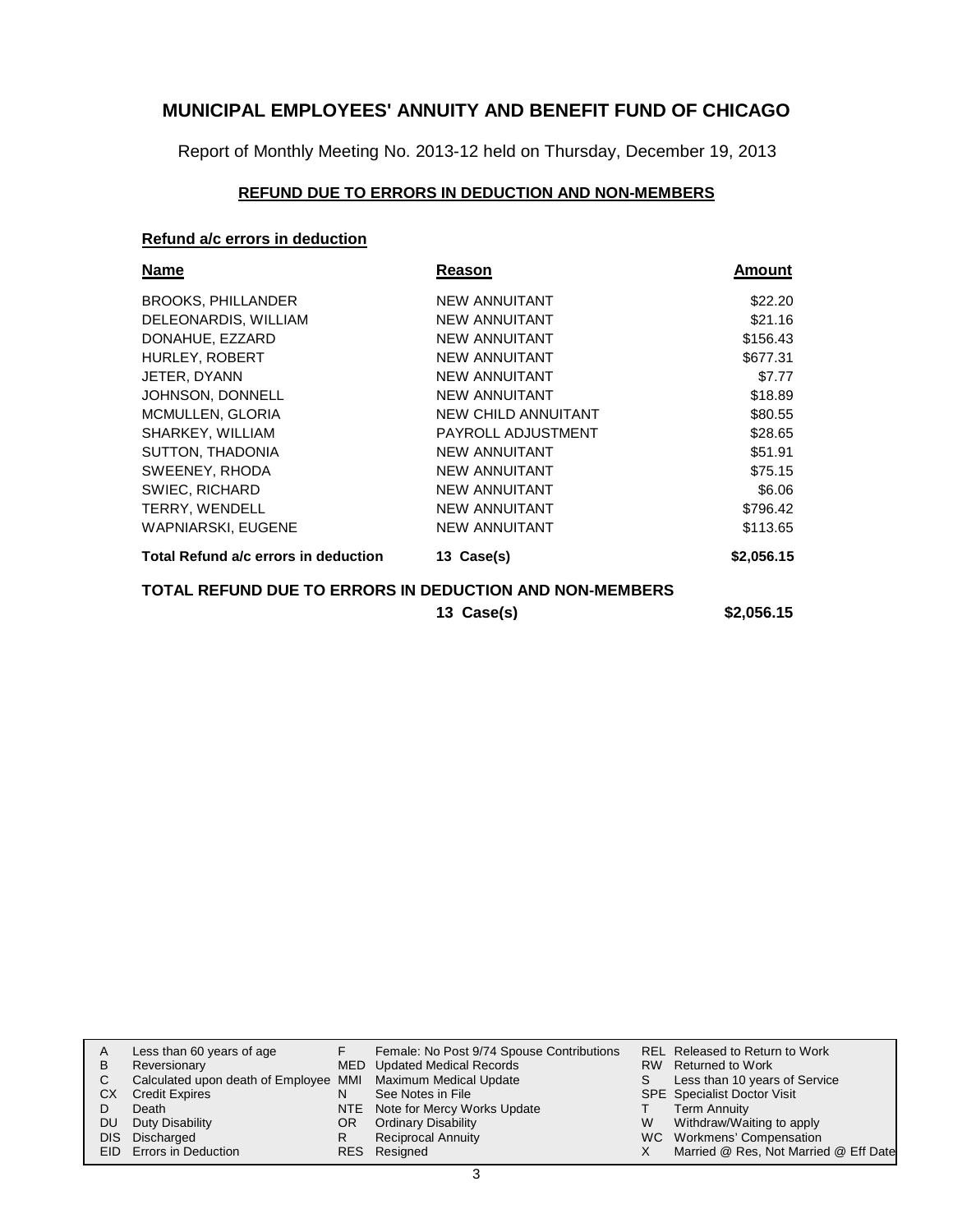# MUNICIPAL EMPLOYEES' ANNUITY AND BENEFIT FUND OF CHICAGO

Report of Monthly Meeting No. 2013-12 held on Thursday, December 19, 2013

## REFUND DUE TO ERRORS IN DEDUCTION AND NON-MEMBERS

### Refund a/c errors in deduction

| Name | Reason | Amount |
|---|---|---|
| BROOKS, PHILLANDER | NEW ANNUITANT | \$22.20 |
| DELEONARDIS, WILLIAM | NEW ANNUITANT | \$21.16 |
| DONAHUE, EZZARD | NEW ANNUITANT | \$156.43 |
| HURLEY, ROBERT | NEW ANNUITANT | \$677.31 |
| JETER, DYANN | NEW ANNUITANT | \$7.77 |
| JOHNSON, DONNELL | NEW ANNUITANT | \$18.89 |
| MCMULLEN, GLORIA | NEW CHILD ANNUITANT | \$80.55 |
| SHARKEY, WILLIAM | PAYROLL ADJUSTMENT | \$28.65 |
| SUTTON, THADONIA | NEW ANNUITANT | \$51.91 |
| SWEENEY, RHODA | NEW ANNUITANT | \$75.15 |
| SWIEC, RICHARD | NEW ANNUITANT | \$6.06 |
| TERRY, WENDELL | NEW ANNUITANT | \$796.42 |
| WAPNIARSKI, EUGENE | NEW ANNUITANT | \$113.65 |
| **Total Refund a/c errors in deduction** | **13 Case(s)** | **\$2,056.15** |

**TOTAL REFUND DUE TO ERRORS IN DEDUCTION AND NON-MEMBERS** **13 Case(s)** **\$2,056.15**

| | | | | | |
|---|---|---|---|---|---|
| A | Less than 60 years of age | F | Female: No Post 9/74 Spouse Contributions | REL | Released to Return to Work |
| B | Reversionary | MED | Updated Medical Records | RW | Returned to Work |
| C | Calculated upon death of Employee | MMI | Maximum Medical Update | S | Less than 10 years of Service |
| CX | Credit Expires | N | See Notes in File | SPE | Specialist Doctor Visit |
| D | Death | NTE | Note for Mercy Works Update | T | Term Annuity |
| DU | Duty Disability | OR | Ordinary Disability | W | Withdraw/Waiting to apply |
| DIS | Discharged | R | Reciprocal Annuity | WC | Workmens' Compensation |
| EID | Errors in Deduction | RES | Resigned | X | Married @ Res, Not Married @ Eff Date |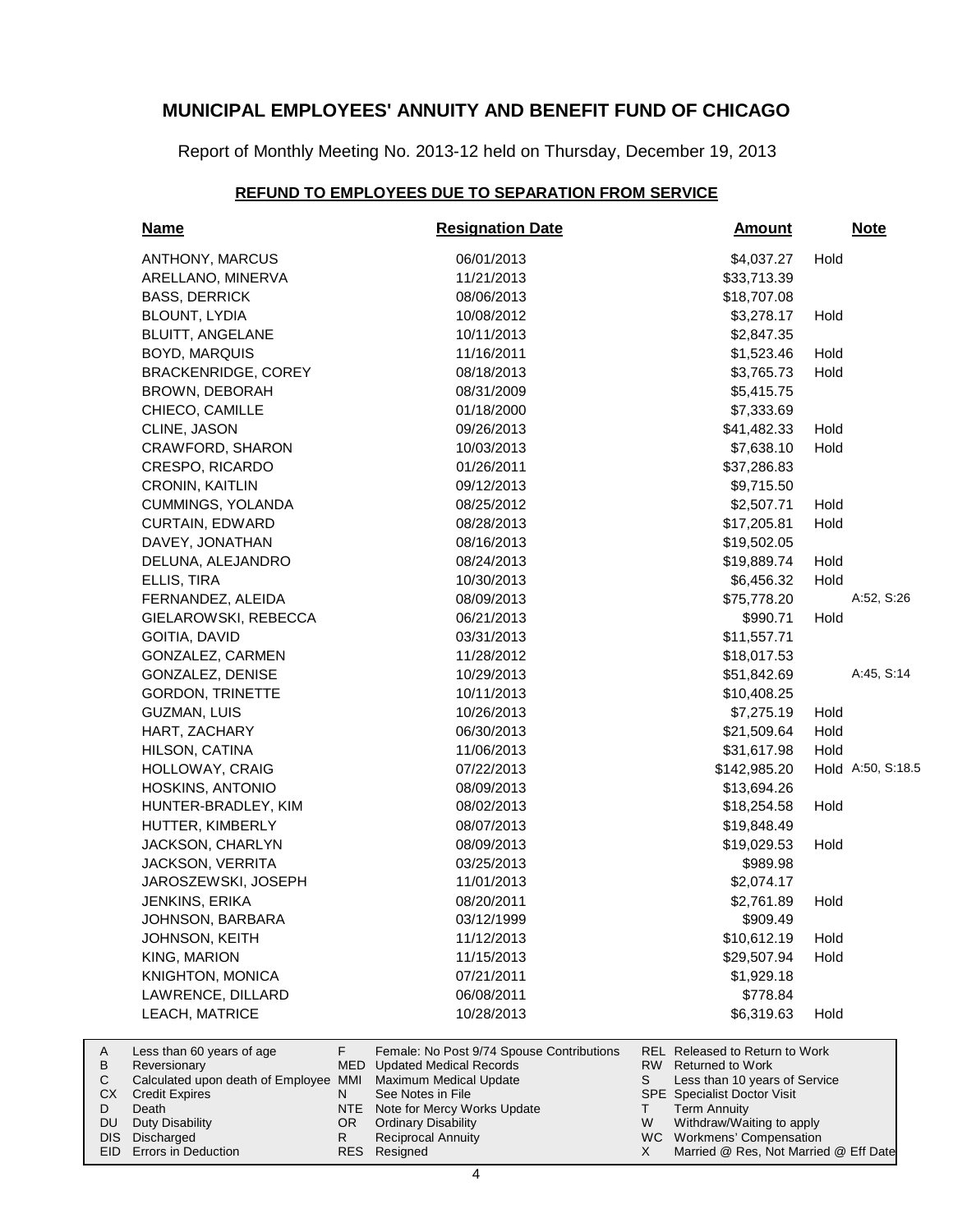# MUNICIPAL EMPLOYEES' ANNUITY AND BENEFIT FUND OF CHICAGO

Report of Monthly Meeting No. 2013-12 held on Thursday, December 19, 2013

## REFUND TO EMPLOYEES DUE TO SEPARATION FROM SERVICE

| Name | Resignation Date | Amount | | Note |
|---|---|---|---|---|
| ANTHONY, MARCUS | 06/01/2013 | $4,037.27 | Hold | |
| ARELLANO, MINERVA | 11/21/2013 | $33,713.39 | | |
| BASS, DERRICK | 08/06/2013 | $18,707.08 | | |
| BLOUNT, LYDIA | 10/08/2012 | $3,278.17 | Hold | |
| BLUITT, ANGELANE | 10/11/2013 | $2,847.35 | | |
| BOYD, MARQUIS | 11/16/2011 | $1,523.46 | Hold | |
| BRACKENRIDGE, COREY | 08/18/2013 | $3,765.73 | Hold | |
| BROWN, DEBORAH | 08/31/2009 | $5,415.75 | | |
| CHIECO, CAMILLE | 01/18/2000 | $7,333.69 | | |
| CLINE, JASON | 09/26/2013 | $41,482.33 | Hold | |
| CRAWFORD, SHARON | 10/03/2013 | $7,638.10 | Hold | |
| CRESPO, RICARDO | 01/26/2011 | $37,286.83 | | |
| CRONIN, KAITLIN | 09/12/2013 | $9,715.50 | | |
| CUMMINGS, YOLANDA | 08/25/2012 | $2,507.71 | Hold | |
| CURTAIN, EDWARD | 08/28/2013 | $17,205.81 | Hold | |
| DAVEY, JONATHAN | 08/16/2013 | $19,502.05 | | |
| DELUNA, ALEJANDRO | 08/24/2013 | $19,889.74 | Hold | |
| ELLIS, TIRA | 10/30/2013 | $6,456.32 | Hold | |
| FERNANDEZ, ALEIDA | 08/09/2013 | $75,778.20 | | A:52, S:26 |
| GIELAROWSKI, REBECCA | 06/21/2013 | $990.71 | Hold | |
| GOITIA, DAVID | 03/31/2013 | $11,557.71 | | |
| GONZALEZ, CARMEN | 11/28/2012 | $18,017.53 | | |
| GONZALEZ, DENISE | 10/29/2013 | $51,842.69 | | A:45, S:14 |
| GORDON, TRINETTE | 10/11/2013 | $10,408.25 | | |
| GUZMAN, LUIS | 10/26/2013 | $7,275.19 | Hold | |
| HART, ZACHARY | 06/30/2013 | $21,509.64 | Hold | |
| HILSON, CATINA | 11/06/2013 | $31,617.98 | Hold | |
| HOLLOWAY, CRAIG | 07/22/2013 | $142,985.20 | Hold | A:50, S:18.5 |
| HOSKINS, ANTONIO | 08/09/2013 | $13,694.26 | | |
| HUNTER-BRADLEY, KIM | 08/02/2013 | $18,254.58 | Hold | |
| HUTTER, KIMBERLY | 08/07/2013 | $19,848.49 | | |
| JACKSON, CHARLYN | 08/09/2013 | $19,029.53 | Hold | |
| JACKSON, VERRITA | 03/25/2013 | $989.98 | | |
| JAROSZEWSKI, JOSEPH | 11/01/2013 | $2,074.17 | | |
| JENKINS, ERIKA | 08/20/2011 | $2,761.89 | Hold | |
| JOHNSON, BARBARA | 03/12/1999 | $909.49 | | |
| JOHNSON, KEITH | 11/12/2013 | $10,612.19 | Hold | |
| KING, MARION | 11/15/2013 | $29,507.94 | Hold | |
| KNIGHTON, MONICA | 07/21/2011 | $1,929.18 | | |
| LAWRENCE, DILLARD | 06/08/2011 | $778.84 | | |
| LEACH, MATRICE | 10/28/2013 | $6,319.63 | Hold | |

| | | | | | |
|---|---|---|---|---|---|
| A | Less than 60 years of age | F | Female: No Post 9/74 Spouse Contributions | REL | Released to Return to Work |
| B | Reversionary | MED | Updated Medical Records | RW | Returned to Work |
| C | Calculated upon death of Employee | MMI | Maximum Medical Update | S | Less than 10 years of Service |
| CX | Credit Expires | N | See Notes in File | SPE | Specialist Doctor Visit |
| D | Death | NTE | Note for Mercy Works Update | T | Term Annuity |
| DU | Duty Disability | OR | Ordinary Disability | W | Withdraw/Waiting to apply |
| DIS | Discharged | R | Reciprocal Annuity | WC | Workmens' Compensation |
| EID | Errors in Deduction | RES | Resigned | X | Married @ Res, Not Married @ Eff Date |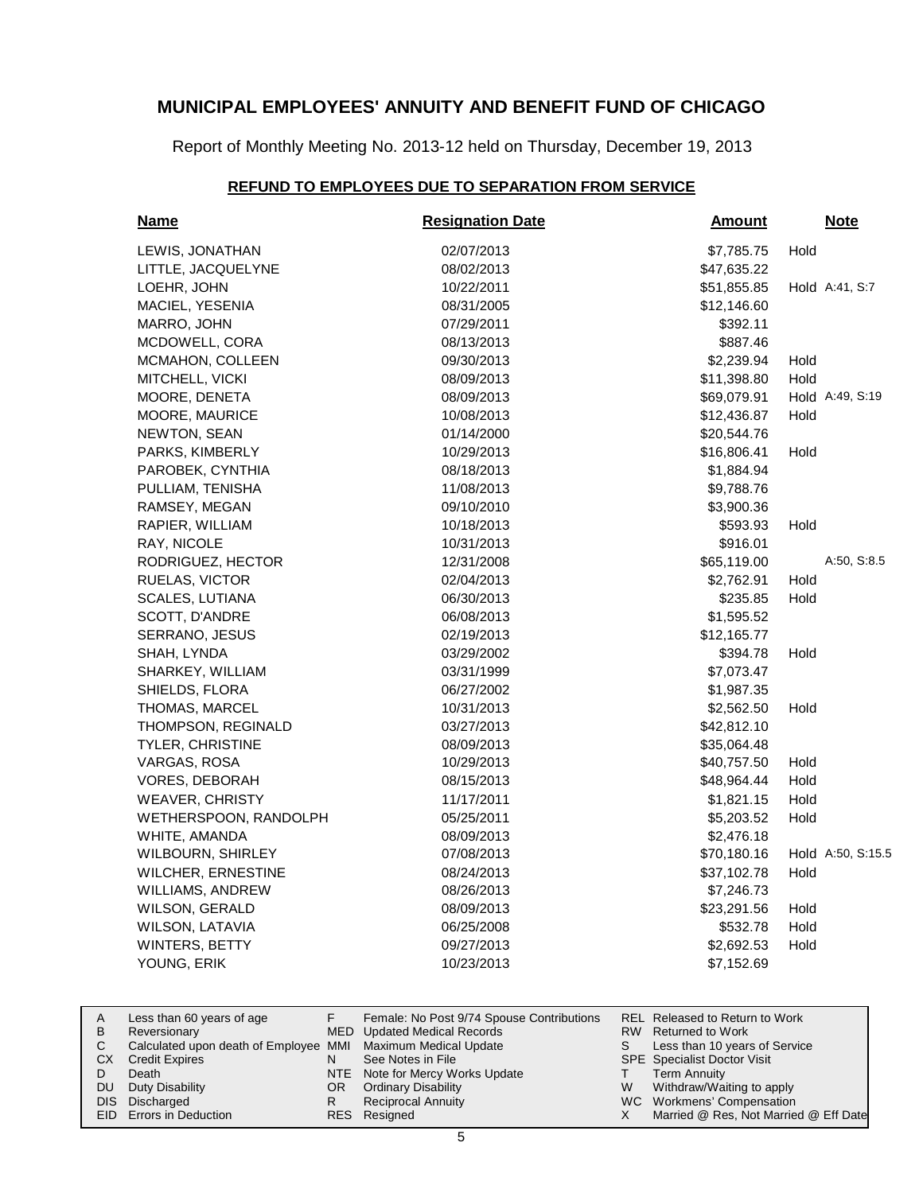# MUNICIPAL EMPLOYEES' ANNUITY AND BENEFIT FUND OF CHICAGO

Report of Monthly Meeting No. 2013-12 held on Thursday, December 19, 2013

## REFUND TO EMPLOYEES DUE TO SEPARATION FROM SERVICE

| Name | Resignation Date | Amount | | Note |
|---|---|---|---|---|
| LEWIS, JONATHAN | 02/07/2013 | $7,785.75 | Hold | |
| LITTLE, JACQUELYNE | 08/02/2013 | $47,635.22 | | |
| LOEHR, JOHN | 10/22/2011 | $51,855.85 | Hold | A:41, S:7 |
| MACIEL, YESENIA | 08/31/2005 | $12,146.60 | | |
| MARRO, JOHN | 07/29/2011 | $392.11 | | |
| MCDOWELL, CORA | 08/13/2013 | $887.46 | | |
| MCMAHON, COLLEEN | 09/30/2013 | $2,239.94 | Hold | |
| MITCHELL, VICKI | 08/09/2013 | $11,398.80 | Hold | |
| MOORE, DENETA | 08/09/2013 | $69,079.91 | Hold | A:49, S:19 |
| MOORE, MAURICE | 10/08/2013 | $12,436.87 | Hold | |
| NEWTON, SEAN | 01/14/2000 | $20,544.76 | | |
| PARKS, KIMBERLY | 10/29/2013 | $16,806.41 | Hold | |
| PAROBEK, CYNTHIA | 08/18/2013 | $1,884.94 | | |
| PULLIAM, TENISHA | 11/08/2013 | $9,788.76 | | |
| RAMSEY, MEGAN | 09/10/2010 | $3,900.36 | | |
| RAPIER, WILLIAM | 10/18/2013 | $593.93 | Hold | |
| RAY, NICOLE | 10/31/2013 | $916.01 | | |
| RODRIGUEZ, HECTOR | 12/31/2008 | $65,119.00 | | A:50, S:8.5 |
| RUELAS, VICTOR | 02/04/2013 | $2,762.91 | Hold | |
| SCALES, LUTIANA | 06/30/2013 | $235.85 | Hold | |
| SCOTT, D'ANDRE | 06/08/2013 | $1,595.52 | | |
| SERRANO, JESUS | 02/19/2013 | $12,165.77 | | |
| SHAH, LYNDA | 03/29/2002 | $394.78 | Hold | |
| SHARKEY, WILLIAM | 03/31/1999 | $7,073.47 | | |
| SHIELDS, FLORA | 06/27/2002 | $1,987.35 | | |
| THOMAS, MARCEL | 10/31/2013 | $2,562.50 | Hold | |
| THOMPSON, REGINALD | 03/27/2013 | $42,812.10 | | |
| TYLER, CHRISTINE | 08/09/2013 | $35,064.48 | | |
| VARGAS, ROSA | 10/29/2013 | $40,757.50 | Hold | |
| VORES, DEBORAH | 08/15/2013 | $48,964.44 | Hold | |
| WEAVER, CHRISTY | 11/17/2011 | $1,821.15 | Hold | |
| WETHERSPOON, RANDOLPH | 05/25/2011 | $5,203.52 | Hold | |
| WHITE, AMANDA | 08/09/2013 | $2,476.18 | | |
| WILBOURN, SHIRLEY | 07/08/2013 | $70,180.16 | Hold | A:50, S:15.5 |
| WILCHER, ERNESTINE | 08/24/2013 | $37,102.78 | Hold | |
| WILLIAMS, ANDREW | 08/26/2013 | $7,246.73 | | |
| WILSON, GERALD | 08/09/2013 | $23,291.56 | Hold | |
| WILSON, LATAVIA | 06/25/2008 | $532.78 | Hold | |
| WINTERS, BETTY | 09/27/2013 | $2,692.53 | Hold | |
| YOUNG, ERIK | 10/23/2013 | $7,152.69 | | |

| | | | | | |
|---|---|---|---|---|---|
| A | Less than 60 years of age | F | Female: No Post 9/74 Spouse Contributions | REL | Released to Return to Work |
| B | Reversionary | MED | Updated Medical Records | RW | Returned to Work |
| C | Calculated upon death of Employee | MMI | Maximum Medical Update | S | Less than 10 years of Service |
| CX | Credit Expires | N | See Notes in File | SPE | Specialist Doctor Visit |
| D | Death | NTE | Note for Mercy Works Update | T | Term Annuity |
| DU | Duty Disability | OR | Ordinary Disability | W | Withdraw/Waiting to apply |
| DIS | Discharged | R | Reciprocal Annuity | WC | Workmens' Compensation |
| EID | Errors in Deduction | RES | Resigned | X | Married @ Res, Not Married @ Eff Date |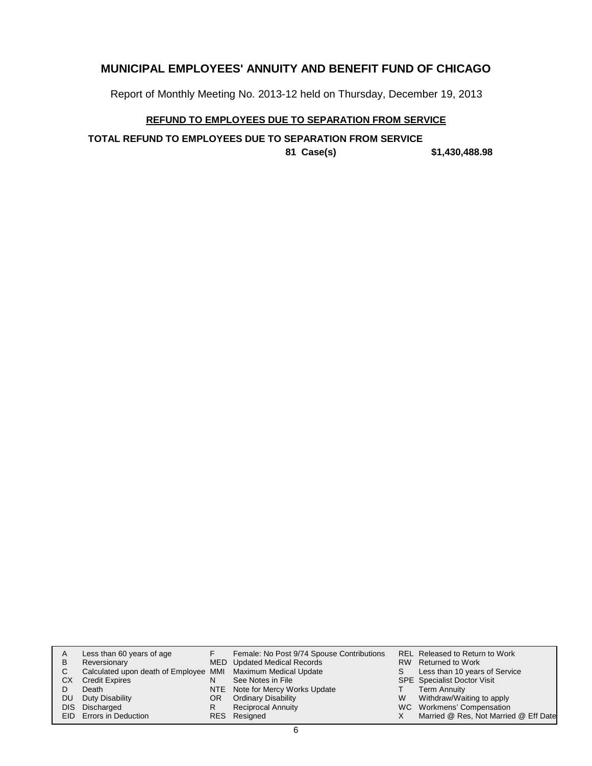# MUNICIPAL EMPLOYEES' ANNUITY AND BENEFIT FUND OF CHICAGO

Report of Monthly Meeting No. 2013-12 held on Thursday, December 19, 2013

## REFUND TO EMPLOYEES DUE TO SEPARATION FROM SERVICE

**TOTAL REFUND TO EMPLOYEES DUE TO SEPARATION FROM SERVICE**

**81 Case(s) $1,430,488.98**

| | | | | | |
|---|---|---|---|---|---|
| A | Less than 60 years of age | F | Female: No Post 9/74 Spouse Contributions | REL | Released to Return to Work |
| B | Reversionary | MED | Updated Medical Records | RW | Returned to Work |
| C | Calculated upon death of Employee | MMI | Maximum Medical Update | S | Less than 10 years of Service |
| CX | Credit Expires | N | See Notes in File | SPE | Specialist Doctor Visit |
| D | Death | NTE | Note for Mercy Works Update | T | Term Annuity |
| DU | Duty Disability | OR | Ordinary Disability | W | Withdraw/Waiting to apply |
| DIS | Discharged | R | Reciprocal Annuity | WC | Workmens' Compensation |
| EID | Errors in Deduction | RES | Resigned | X | Married @ Res, Not Married @ Eff Date |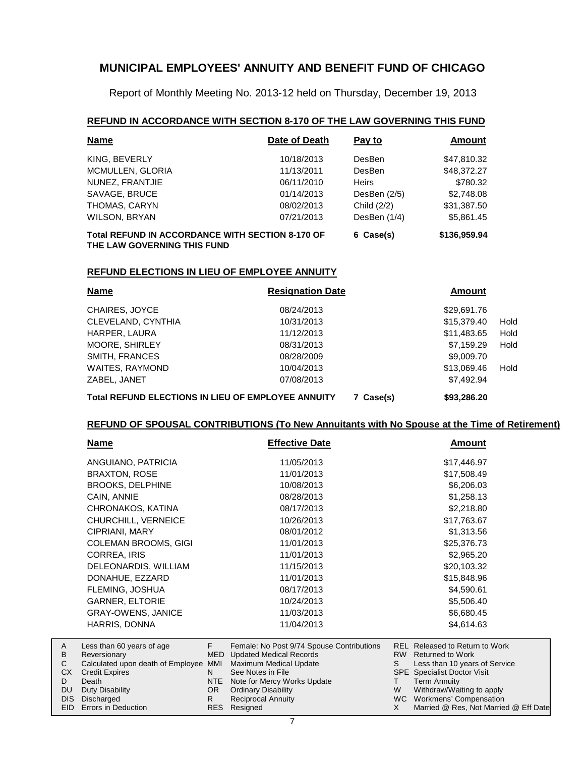# MUNICIPAL EMPLOYEES' ANNUITY AND BENEFIT FUND OF CHICAGO

Report of Monthly Meeting No. 2013-12 held on Thursday, December 19, 2013

## REFUND IN ACCORDANCE WITH SECTION 8-170 OF THE LAW GOVERNING THIS FUND

| Name | Date of Death | Pay to | Amount |
|---|---|---|---|
| KING, BEVERLY | 10/18/2013 | DesBen | $47,810.32 |
| MCMULLEN, GLORIA | 11/13/2011 | DesBen | $48,372.27 |
| NUNEZ, FRANTJIE | 06/11/2010 | Heirs | $780.32 |
| SAVAGE, BRUCE | 01/14/2013 | DesBen (2/5) | $2,748.08 |
| THOMAS, CARYN | 08/02/2013 | Child (2/2) | $31,387.50 |
| WILSON, BRYAN | 07/21/2013 | DesBen (1/4) | $5,861.45 |
| **Total REFUND IN ACCORDANCE WITH SECTION 8-170 OF THE LAW GOVERNING THIS FUND** | | **6 Case(s)** | **$136,959.94** |

## REFUND ELECTIONS IN LIEU OF EMPLOYEE ANNUITY

| Name | Resignation Date | | Amount | |
|---|---|---|---|---|
| CHAIRES, JOYCE | 08/24/2013 | | $29,691.76 | |
| CLEVELAND, CYNTHIA | 10/31/2013 | | $15,379.40 | Hold |
| HARPER, LAURA | 11/12/2013 | | $11,483.65 | Hold |
| MOORE, SHIRLEY | 08/31/2013 | | $7,159.29 | Hold |
| SMITH, FRANCES | 08/28/2009 | | $9,009.70 | |
| WAITES, RAYMOND | 10/04/2013 | | $13,069.46 | Hold |
| ZABEL, JANET | 07/08/2013 | | $7,492.94 | |
| **Total REFUND ELECTIONS IN LIEU OF EMPLOYEE ANNUITY** | | **7 Case(s)** | **$93,286.20** | |

## REFUND OF SPOUSAL CONTRIBUTIONS (To New Annuitants with No Spouse at the Time of Retirement)

| Name | Effective Date | Amount |
|---|---|---|
| ANGUIANO, PATRICIA | 11/05/2013 | $17,446.97 |
| BRAXTON, ROSE | 11/01/2013 | $17,508.49 |
| BROOKS, DELPHINE | 10/08/2013 | $6,206.03 |
| CAIN, ANNIE | 08/28/2013 | $1,258.13 |
| CHRONAKOS, KATINA | 08/17/2013 | $2,218.80 |
| CHURCHILL, VERNEICE | 10/26/2013 | $17,763.67 |
| CIPRIANI, MARY | 08/01/2012 | $1,313.56 |
| COLEMAN BROOMS, GIGI | 11/01/2013 | $25,376.73 |
| CORREA, IRIS | 11/01/2013 | $2,965.20 |
| DELEONARDIS, WILLIAM | 11/15/2013 | $20,103.32 |
| DONAHUE, EZZARD | 11/01/2013 | $15,848.96 |
| FLEMING, JOSHUA | 08/17/2013 | $4,590.61 |
| GARNER, ELTORIE | 10/24/2013 | $5,506.40 |
| GRAY-OWENS, JANICE | 11/03/2013 | $6,680.45 |
| HARRIS, DONNA | 11/04/2013 | $4,614.63 |

| | | | | | |
|---|---|---|---|---|---|
| A | Less than 60 years of age | F | Female: No Post 9/74 Spouse Contributions | REL | Released to Return to Work |
| B | Reversionary | MED | Updated Medical Records | RW | Returned to Work |
| C | Calculated upon death of Employee | MMI | Maximum Medical Update | S | Less than 10 years of Service |
| CX | Credit Expires | N | See Notes in File | SPE | Specialist Doctor Visit |
| D | Death | NTE | Note for Mercy Works Update | T | Term Annuity |
| DU | Duty Disability | OR | Ordinary Disability | W | Withdraw/Waiting to apply |
| DIS | Discharged | R | Reciprocal Annuity | WC | Workmens' Compensation |
| EID | Errors in Deduction | RES | Resigned | X | Married @ Res, Not Married @ Eff Date |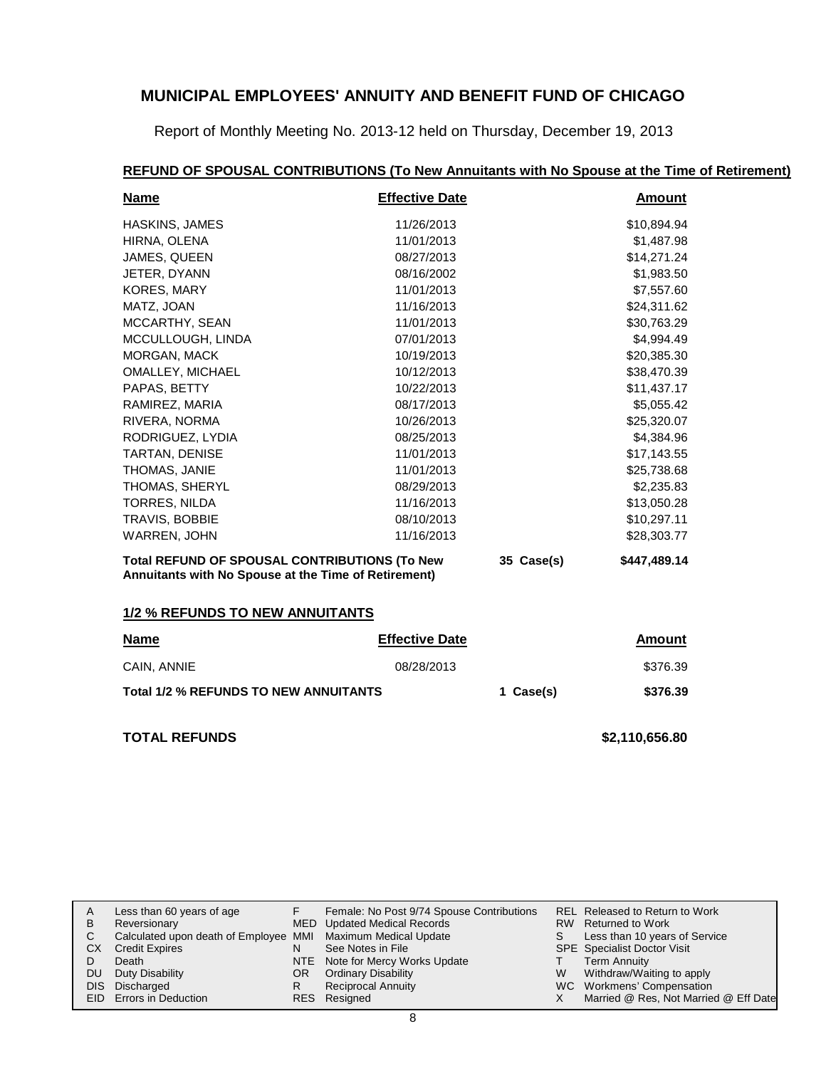# MUNICIPAL EMPLOYEES' ANNUITY AND BENEFIT FUND OF CHICAGO

Report of Monthly Meeting No. 2013-12 held on Thursday, December 19, 2013

## REFUND OF SPOUSAL CONTRIBUTIONS (To New Annuitants with No Spouse at the Time of Retirement)

| Name | Effective Date | | Amount |
|---|---|---|---|
| HASKINS, JAMES | 11/26/2013 | | $10,894.94 |
| HIRNA, OLENA | 11/01/2013 | | $1,487.98 |
| JAMES, QUEEN | 08/27/2013 | | $14,271.24 |
| JETER, DYANN | 08/16/2002 | | $1,983.50 |
| KORES, MARY | 11/01/2013 | | $7,557.60 |
| MATZ, JOAN | 11/16/2013 | | $24,311.62 |
| MCCARTHY, SEAN | 11/01/2013 | | $30,763.29 |
| MCCULLOUGH, LINDA | 07/01/2013 | | $4,994.49 |
| MORGAN, MACK | 10/19/2013 | | $20,385.30 |
| OMALLEY, MICHAEL | 10/12/2013 | | $38,470.39 |
| PAPAS, BETTY | 10/22/2013 | | $11,437.17 |
| RAMIREZ, MARIA | 08/17/2013 | | $5,055.42 |
| RIVERA, NORMA | 10/26/2013 | | $25,320.07 |
| RODRIGUEZ, LYDIA | 08/25/2013 | | $4,384.96 |
| TARTAN, DENISE | 11/01/2013 | | $17,143.55 |
| THOMAS, JANIE | 11/01/2013 | | $25,738.68 |
| THOMAS, SHERYL | 08/29/2013 | | $2,235.83 |
| TORRES, NILDA | 11/16/2013 | | $13,050.28 |
| TRAVIS, BOBBIE | 08/10/2013 | | $10,297.11 |
| WARREN, JOHN | 11/16/2013 | | $28,303.77 |
| **Total REFUND OF SPOUSAL CONTRIBUTIONS (To New Annuitants with No Spouse at the Time of Retirement)** | | **35 Case(s)** | **$447,489.14** |

## 1/2 % REFUNDS TO NEW ANNUITANTS

| Name | Effective Date | | Amount |
|---|---|---|---|
| CAIN, ANNIE | 08/28/2013 | | $376.39 |
| **Total 1/2 % REFUNDS TO NEW ANNUITANTS** | | **1 Case(s)** | **$376.39** |

**TOTAL REFUNDS** **$2,110,656.80**

| | | | | | |
|---|---|---|---|---|---|
| A | Less than 60 years of age | F | Female: No Post 9/74 Spouse Contributions | REL | Released to Return to Work |
| B | Reversionary | MED | Updated Medical Records | RW | Returned to Work |
| C | Calculated upon death of Employee | MMI | Maximum Medical Update | S | Less than 10 years of Service |
| CX | Credit Expires | N | See Notes in File | SPE | Specialist Doctor Visit |
| D | Death | NTE | Note for Mercy Works Update | T | Term Annuity |
| DU | Duty Disability | OR | Ordinary Disability | W | Withdraw/Waiting to apply |
| DIS | Discharged | R | Reciprocal Annuity | WC | Workmens' Compensation |
| EID | Errors in Deduction | RES | Resigned | X | Married @ Res, Not Married @ Eff Date |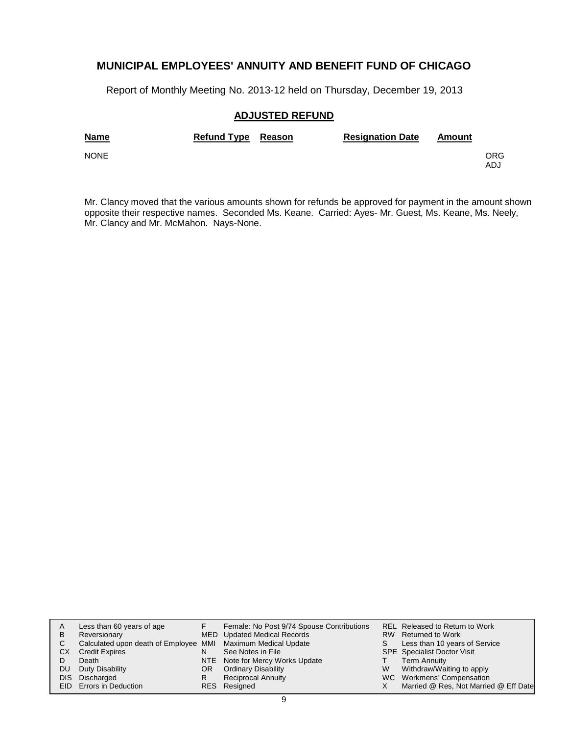## MUNICIPAL EMPLOYEES' ANNUITY AND BENEFIT FUND OF CHICAGO

Report of Monthly Meeting No. 2013-12 held on Thursday, December 19, 2013

### ADJUSTED REFUND

| Name | Refund Type | Reason | Resignation Date | Amount | |
|---|---|---|---|---|---|
| NONE | | | | | ORG ADJ |

Mr. Clancy moved that the various amounts shown for refunds be approved for payment in the amount shown opposite their respective names. Seconded Ms. Keane. Carried: Ayes- Mr. Guest, Ms. Keane, Ms. Neely, Mr. Clancy and Mr. McMahon. Nays-None.

| | | | | | |
|---|---|---|---|---|---|
| A | Less than 60 years of age | F | Female: No Post 9/74 Spouse Contributions | REL | Released to Return to Work |
| B | Reversionary | MED | Updated Medical Records | RW | Returned to Work |
| C | Calculated upon death of Employee | MMI | Maximum Medical Update | S | Less than 10 years of Service |
| CX | Credit Expires | N | See Notes in File | SPE | Specialist Doctor Visit |
| D | Death | NTE | Note for Mercy Works Update | T | Term Annuity |
| DU | Duty Disability | OR | Ordinary Disability | W | Withdraw/Waiting to apply |
| DIS | Discharged | R | Reciprocal Annuity | WC | Workmens' Compensation |
| EID | Errors in Deduction | RES | Resigned | X | Married @ Res, Not Married @ Eff Date |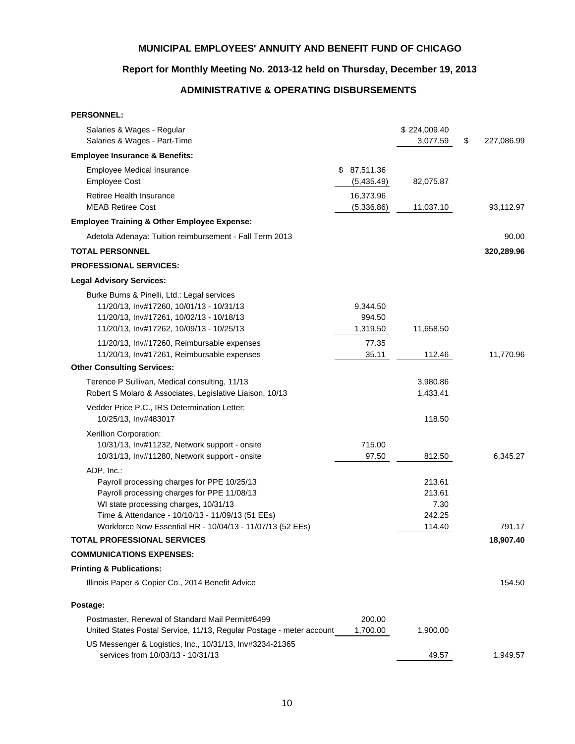**MUNICIPAL EMPLOYEES' ANNUITY AND BENEFIT FUND OF CHICAGO**

**Report for Monthly Meeting No. 2013-12 held on Thursday, December 19, 2013**

**ADMINISTRATIVE & OPERATING DISBURSEMENTS**

| | | | |
|---|---|---|---|
| **PERSONNEL:** | | | |
| Salaries & Wages - Regular | | $ 224,009.40 | |
| Salaries & Wages - Part-Time | | 3,077.59 | $ 227,086.99 |
| **Employee Insurance & Benefits:** | | | |
| Employee Medical Insurance | $ 87,511.36 | | |
| Employee Cost | (5,435.49) | 82,075.87 | |
| Retiree Health Insurance | 16,373.96 | | |
| MEAB Retiree Cost | (5,336.86) | 11,037.10 | 93,112.97 |
| **Employee Training & Other Employee Expense:** | | | |
| Adetola Adenaya: Tuition reimbursement - Fall Term 2013 | | | 90.00 |
| **TOTAL PERSONNEL** | | | **320,289.96** |
| **PROFESSIONAL SERVICES:** | | | |
| **Legal Advisory Services:** | | | |
| Burke Burns & Pinelli, Ltd.: Legal services | | | |
| 11/20/13, Inv#17260, 10/01/13 - 10/31/13 | 9,344.50 | | |
| 11/20/13, Inv#17261, 10/02/13 - 10/18/13 | 994.50 | | |
| 11/20/13, Inv#17262, 10/09/13 - 10/25/13 | 1,319.50 | 11,658.50 | |
| 11/20/13, Inv#17260, Reimbursable expenses | 77.35 | | |
| 11/20/13, Inv#17261, Reimbursable expenses | 35.11 | 112.46 | 11,770.96 |
| **Other Consulting Services:** | | | |
| Terence P Sullivan, Medical consulting, 11/13 | | 3,980.86 | |
| Robert S Molaro & Associates, Legislative Liaison, 10/13 | | 1,433.41 | |
| Vedder Price P.C., IRS Determination Letter: | | | |
| 10/25/13, Inv#483017 | | 118.50 | |
| Xerillion Corporation: | | | |
| 10/31/13, Inv#11232, Network support - onsite | 715.00 | | |
| 10/31/13, Inv#11280, Network support - onsite | 97.50 | 812.50 | 6,345.27 |
| ADP, Inc.: | | | |
| Payroll processing charges for PPE 10/25/13 | | 213.61 | |
| Payroll processing charges for PPE 11/08/13 | | 213.61 | |
| WI state processing charges, 10/31/13 | | 7.30 | |
| Time & Attendance - 10/10/13 - 11/09/13 (51 EEs) | | 242.25 | |
| Workforce Now Essential HR - 10/04/13 - 11/07/13 (52 EEs) | | 114.40 | 791.17 |
| **TOTAL PROFESSIONAL SERVICES** | | | **18,907.40** |
| **COMMUNICATIONS EXPENSES:** | | | |
| **Printing & Publications:** | | | |
| Illinois Paper & Copier Co., 2014 Benefit Advice | | | 154.50 |
| **Postage:** | | | |
| Postmaster, Renewal of Standard Mail Permit#6499 | 200.00 | | |
| United States Postal Service, 11/13, Regular Postage - meter account | 1,700.00 | 1,900.00 | |
| US Messenger & Logistics, Inc., 10/31/13, Inv#3234-21365 | | | |
| services from 10/03/13 - 10/31/13 | | 49.57 | 1,949.57 |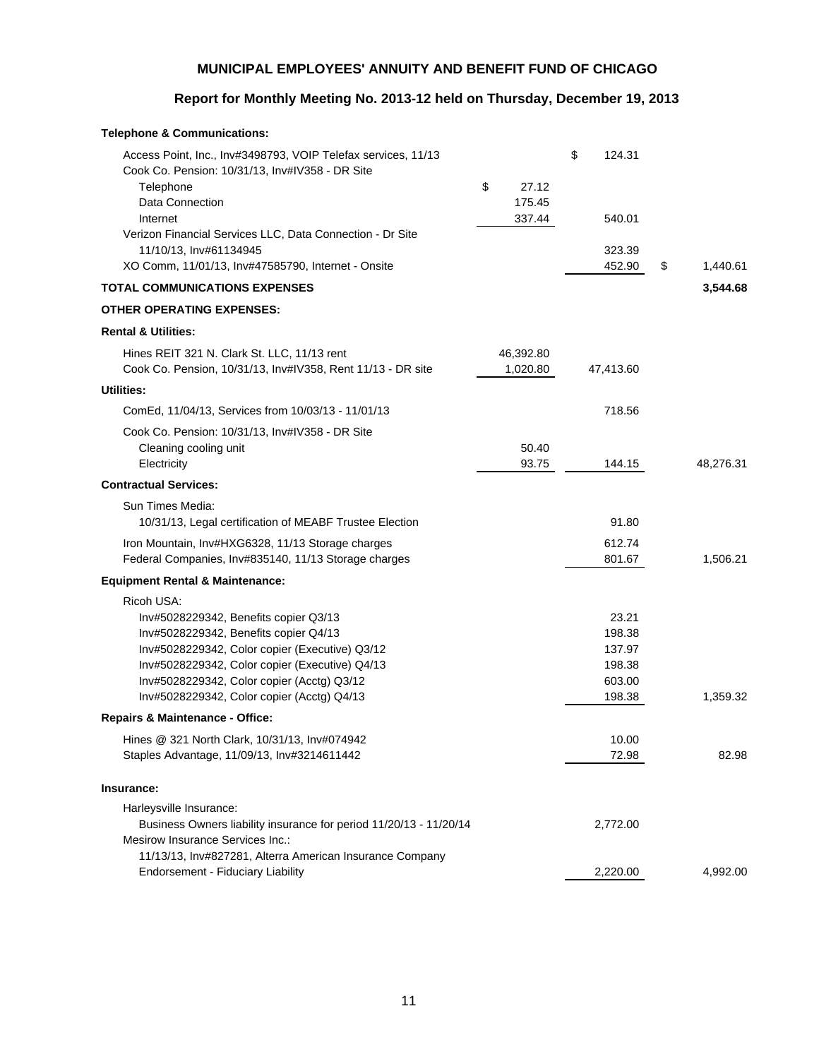## MUNICIPAL EMPLOYEES' ANNUITY AND BENEFIT FUND OF CHICAGO

### Report for Monthly Meeting No. 2013-12 held on Thursday, December 19, 2013

| | | | |
|---|---|---|---|
| **Telephone & Communications:** | | | |
| Access Point, Inc., Inv#3498793, VOIP Telefax services, 11/13 | | $ 124.31 | |
| Cook Co. Pension: 10/31/13, Inv#IV358 - DR Site | | | |
| Telephone | $ 27.12 | | |
| Data Connection | 175.45 | | |
| Internet | 337.44 | 540.01 | |
| Verizon Financial Services LLC, Data Connection - Dr Site | | | |
| 11/10/13, Inv#61134945 | | 323.39 | |
| XO Comm, 11/01/13, Inv#47585790, Internet - Onsite | | 452.90 | $ 1,440.61 |
| **TOTAL COMMUNICATIONS EXPENSES** | | | **3,544.68** |
| **OTHER OPERATING EXPENSES:** | | | |
| **Rental & Utilities:** | | | |
| Hines REIT 321 N. Clark St. LLC, 11/13 rent | 46,392.80 | | |
| Cook Co. Pension, 10/31/13, Inv#IV358, Rent 11/13 - DR site | 1,020.80 | 47,413.60 | |
| **Utilities:** | | | |
| ComEd, 11/04/13, Services from 10/03/13 - 11/01/13 | | 718.56 | |
| Cook Co. Pension: 10/31/13, Inv#IV358 - DR Site | | | |
| Cleaning cooling unit | 50.40 | | |
| Electricity | 93.75 | 144.15 | 48,276.31 |
| **Contractual Services:** | | | |
| Sun Times Media: | | | |
| 10/31/13, Legal certification of MEABF Trustee Election | | 91.80 | |
| Iron Mountain, Inv#HXG6328, 11/13 Storage charges | | 612.74 | |
| Federal Companies, Inv#835140, 11/13 Storage charges | | 801.67 | 1,506.21 |
| **Equipment Rental & Maintenance:** | | | |
| Ricoh USA: | | | |
| Inv#5028229342, Benefits copier Q3/13 | | 23.21 | |
| Inv#5028229342, Benefits copier Q4/13 | | 198.38 | |
| Inv#5028229342, Color copier (Executive) Q3/12 | | 137.97 | |
| Inv#5028229342, Color copier (Executive) Q4/13 | | 198.38 | |
| Inv#5028229342, Color copier (Acctg) Q3/12 | | 603.00 | |
| Inv#5028229342, Color copier (Acctg) Q4/13 | | 198.38 | 1,359.32 |
| **Repairs & Maintenance - Office:** | | | |
| Hines @ 321 North Clark, 10/31/13, Inv#074942 | | 10.00 | |
| Staples Advantage, 11/09/13, Inv#3214611442 | | 72.98 | 82.98 |
| **Insurance:** | | | |
| Harleysville Insurance: | | | |
| Business Owners liability insurance for period 11/20/13 - 11/20/14 | | 2,772.00 | |
| Mesirow Insurance Services Inc.: | | | |
| 11/13/13, Inv#827281, Alterra American Insurance Company Endorsement - Fiduciary Liability | | 2,220.00 | 4,992.00 |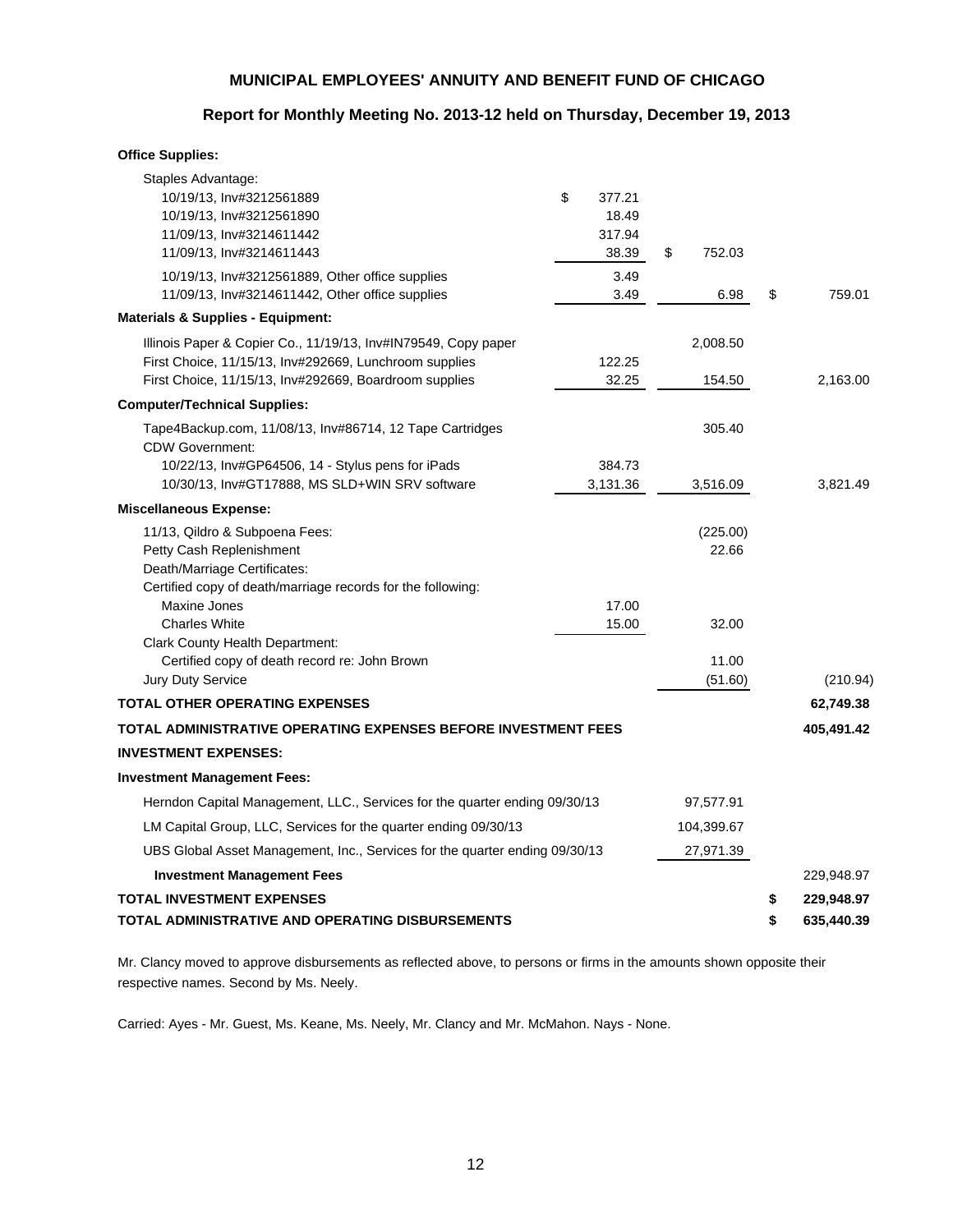## MUNICIPAL EMPLOYEES' ANNUITY AND BENEFIT FUND OF CHICAGO

### Report for Monthly Meeting No. 2013-12 held on Thursday, December 19, 2013

| | | | |
|---|---|---|---|
| **Office Supplies:** | | | |
| Staples Advantage: | | | |
| 10/19/13, Inv#3212561889 | $ 377.21 | | |
| 10/19/13, Inv#3212561890 | 18.49 | | |
| 11/09/13, Inv#3214611442 | 317.94 | | |
| 11/09/13, Inv#3214611443 | 38.39 | $ 752.03 | |
| 10/19/13, Inv#3212561889, Other office supplies | 3.49 | | |
| 11/09/13, Inv#3214611442, Other office supplies | 3.49 | 6.98 | $ 759.01 |
| **Materials & Supplies - Equipment:** | | | |
| Illinois Paper & Copier Co., 11/19/13, Inv#IN79549, Copy paper | | 2,008.50 | |
| First Choice, 11/15/13, Inv#292669, Lunchroom supplies | 122.25 | | |
| First Choice, 11/15/13, Inv#292669, Boardroom supplies | 32.25 | 154.50 | 2,163.00 |
| **Computer/Technical Supplies:** | | | |
| Tape4Backup.com, 11/08/13, Inv#86714, 12 Tape Cartridges | | 305.40 | |
| CDW Government: | | | |
| 10/22/13, Inv#GP64506, 14 - Stylus pens for iPads | 384.73 | | |
| 10/30/13, Inv#GT17888, MS SLD+WIN SRV software | 3,131.36 | 3,516.09 | 3,821.49 |
| **Miscellaneous Expense:** | | | |
| 11/13, Qildro & Subpoena Fees: | | (225.00) | |
| Petty Cash Replenishment | | 22.66 | |
| Death/Marriage Certificates: | | | |
| Certified copy of death/marriage records for the following: | | | |
| Maxine Jones | 17.00 | | |
| Charles White | 15.00 | 32.00 | |
| Clark County Health Department: | | | |
| Certified copy of death record re: John Brown | | 11.00 | |
| Jury Duty Service | | (51.60) | (210.94) |
| **TOTAL OTHER OPERATING EXPENSES** | | | **62,749.38** |
| **TOTAL ADMINISTRATIVE OPERATING EXPENSES BEFORE INVESTMENT FEES** | | | **405,491.42** |
| **INVESTMENT EXPENSES:** | | | |
| **Investment Management Fees:** | | | |
| Herndon Capital Management, LLC., Services for the quarter ending 09/30/13 | | 97,577.91 | |
| LM Capital Group, LLC, Services for the quarter ending 09/30/13 | | 104,399.67 | |
| UBS Global Asset Management, Inc., Services for the quarter ending 09/30/13 | | 27,971.39 | |
| **Investment Management Fees** | | | 229,948.97 |
| **TOTAL INVESTMENT EXPENSES** | | | **$ 229,948.97** |
| **TOTAL ADMINISTRATIVE AND OPERATING DISBURSEMENTS** | | | **$ 635,440.39** |

Mr. Clancy moved to approve disbursements as reflected above, to persons or firms in the amounts shown opposite their respective names. Second by Ms. Neely.

Carried: Ayes - Mr. Guest, Ms. Keane, Ms. Neely, Mr. Clancy and Mr. McMahon. Nays - None.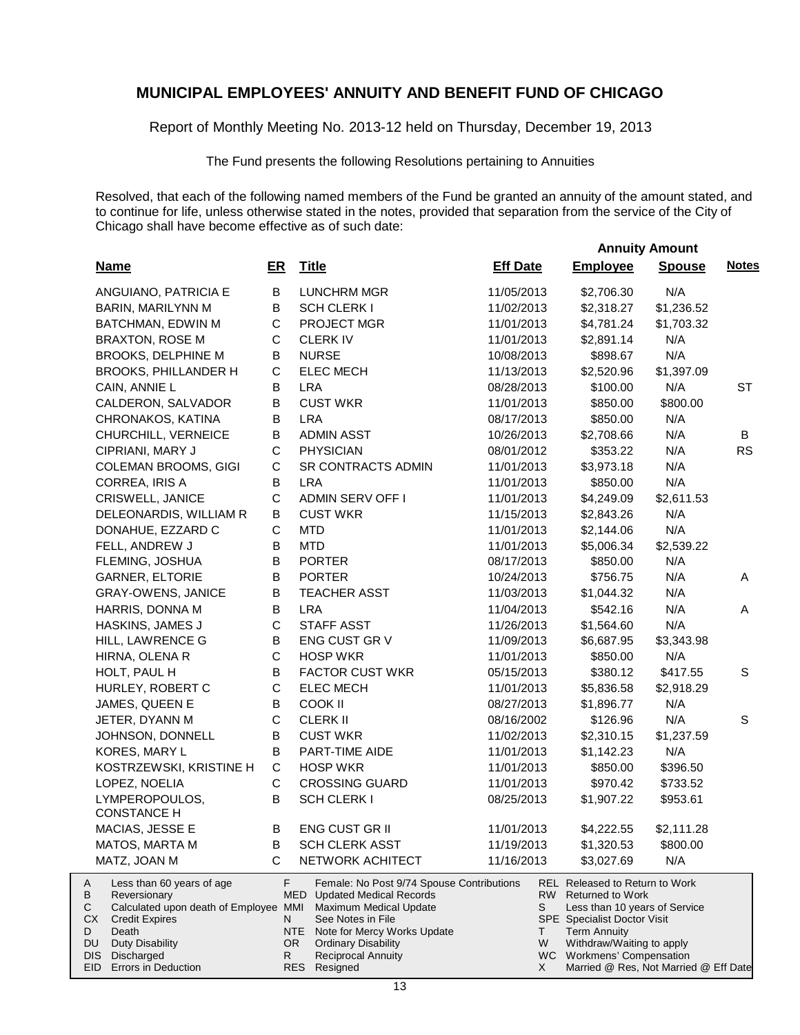# MUNICIPAL EMPLOYEES' ANNUITY AND BENEFIT FUND OF CHICAGO

Report of Monthly Meeting No. 2013-12 held on Thursday, December 19, 2013

The Fund presents the following Resolutions pertaining to Annuities

Resolved, that each of the following named members of the Fund be granted an annuity of the amount stated, and to continue for life, unless otherwise stated in the notes, provided that separation from the service of the City of Chicago shall have become effective as of such date:

| Name | ER | Title | Eff Date | Annuity Amount Employee | Annuity Amount Spouse | Notes |
|---|---|---|---|---|---|---|
| ANGUIANO, PATRICIA E | B | LUNCHRM MGR | 11/05/2013 | $2,706.30 | N/A | |
| BARIN, MARILYNN M | B | SCH CLERK I | 11/02/2013 | $2,318.27 | $1,236.52 | |
| BATCHMAN, EDWIN M | C | PROJECT MGR | 11/01/2013 | $4,781.24 | $1,703.32 | |
| BRAXTON, ROSE M | C | CLERK IV | 11/01/2013 | $2,891.14 | N/A | |
| BROOKS, DELPHINE M | B | NURSE | 10/08/2013 | $898.67 | N/A | |
| BROOKS, PHILLANDER H | C | ELEC MECH | 11/13/2013 | $2,520.96 | $1,397.09 | |
| CAIN, ANNIE L | B | LRA | 08/28/2013 | $100.00 | N/A | ST |
| CALDERON, SALVADOR | B | CUST WKR | 11/01/2013 | $850.00 | $800.00 | |
| CHRONAKOS, KATINA | B | LRA | 08/17/2013 | $850.00 | N/A | |
| CHURCHILL, VERNEICE | B | ADMIN ASST | 10/26/2013 | $2,708.66 | N/A | B |
| CIPRIANI, MARY J | C | PHYSICIAN | 08/01/2012 | $353.22 | N/A | RS |
| COLEMAN BROOMS, GIGI | C | SR CONTRACTS ADMIN | 11/01/2013 | $3,973.18 | N/A | |
| CORREA, IRIS A | B | LRA | 11/01/2013 | $850.00 | N/A | |
| CRISWELL, JANICE | C | ADMIN SERV OFF I | 11/01/2013 | $4,249.09 | $2,611.53 | |
| DELEONARDIS, WILLIAM R | B | CUST WKR | 11/15/2013 | $2,843.26 | N/A | |
| DONAHUE, EZZARD C | C | MTD | 11/01/2013 | $2,144.06 | N/A | |
| FELL, ANDREW J | B | MTD | 11/01/2013 | $5,006.34 | $2,539.22 | |
| FLEMING, JOSHUA | B | PORTER | 08/17/2013 | $850.00 | N/A | |
| GARNER, ELTORIE | B | PORTER | 10/24/2013 | $756.75 | N/A | A |
| GRAY-OWENS, JANICE | B | TEACHER ASST | 11/03/2013 | $1,044.32 | N/A | |
| HARRIS, DONNA M | B | LRA | 11/04/2013 | $542.16 | N/A | A |
| HASKINS, JAMES J | C | STAFF ASST | 11/26/2013 | $1,564.60 | N/A | |
| HILL, LAWRENCE G | B | ENG CUST GR V | 11/09/2013 | $6,687.95 | $3,343.98 | |
| HIRNA, OLENA R | C | HOSP WKR | 11/01/2013 | $850.00 | N/A | |
| HOLT, PAUL H | B | FACTOR CUST WKR | 05/15/2013 | $380.12 | $417.55 | S |
| HURLEY, ROBERT C | C | ELEC MECH | 11/01/2013 | $5,836.58 | $2,918.29 | |
| JAMES, QUEEN E | B | COOK II | 08/27/2013 | $1,896.77 | N/A | |
| JETER, DYANN M | C | CLERK II | 08/16/2002 | $126.96 | N/A | S |
| JOHNSON, DONNELL | B | CUST WKR | 11/02/2013 | $2,310.15 | $1,237.59 | |
| KORES, MARY L | B | PART-TIME AIDE | 11/01/2013 | $1,142.23 | N/A | |
| KOSTRZEWSKI, KRISTINE H | C | HOSP WKR | 11/01/2013 | $850.00 | $396.50 | |
| LOPEZ, NOELIA | C | CROSSING GUARD | 11/01/2013 | $970.42 | $733.52 | |
| LYMPEROPOULOS, CONSTANCE H | B | SCH CLERK I | 08/25/2013 | $1,907.22 | $953.61 | |
| MACIAS, JESSE E | B | ENG CUST GR II | 11/01/2013 | $4,222.55 | $2,111.28 | |
| MATOS, MARTA M | B | SCH CLERK ASST | 11/19/2013 | $1,320.53 | $800.00 | |
| MATZ, JOAN M | C | NETWORK ACHITECT | 11/16/2013 | $3,027.69 | N/A | |

| | | | | | |
|---|---|---|---|---|---|
| A | Less than 60 years of age | F | Female: No Post 9/74 Spouse Contributions | REL | Released to Return to Work |
| B | Reversionary | MED | Updated Medical Records | RW | Returned to Work |
| C | Calculated upon death of Employee | MMI | Maximum Medical Update | S | Less than 10 years of Service |
| CX | Credit Expires | N | See Notes in File | SPE | Specialist Doctor Visit |
| D | Death | NTE | Note for Mercy Works Update | T | Term Annuity |
| DU | Duty Disability | OR | Ordinary Disability | W | Withdraw/Waiting to apply |
| DIS | Discharged | R | Reciprocal Annuity | WC | Workmens' Compensation |
| EID | Errors in Deduction | RES | Resigned | X | Married @ Res, Not Married @ Eff Date |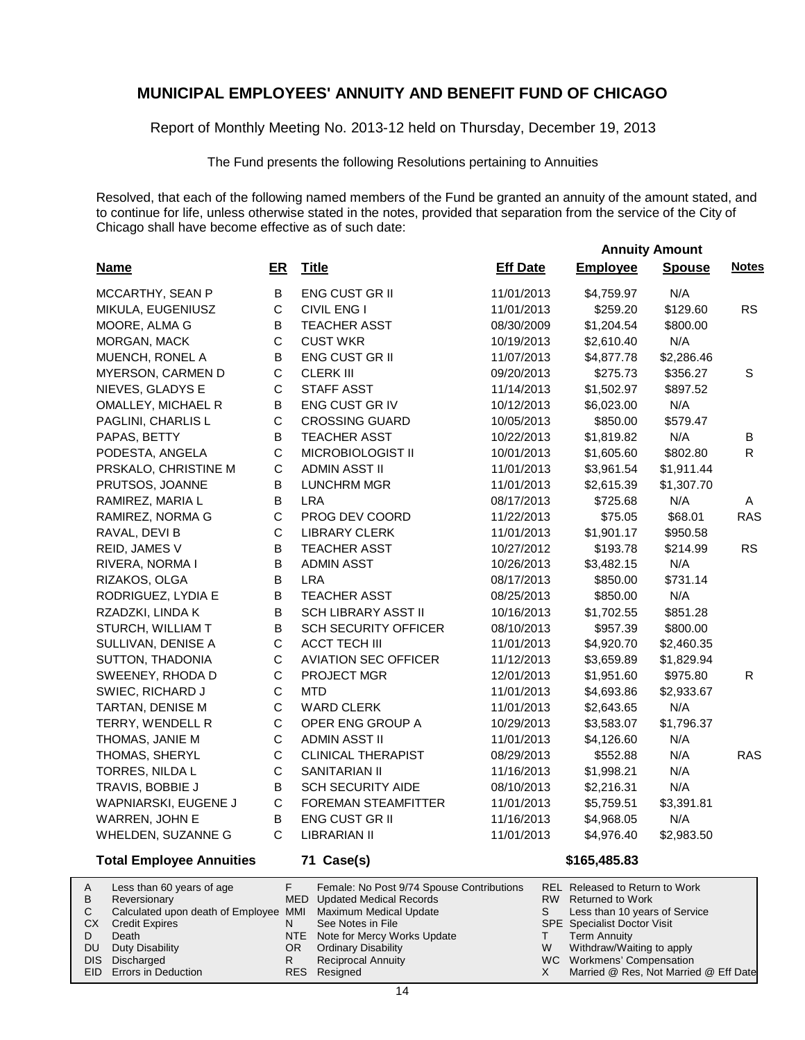# MUNICIPAL EMPLOYEES' ANNUITY AND BENEFIT FUND OF CHICAGO

Report of Monthly Meeting No. 2013-12 held on Thursday, December 19, 2013

The Fund presents the following Resolutions pertaining to Annuities

Resolved, that each of the following named members of the Fund be granted an annuity of the amount stated, and to continue for life, unless otherwise stated in the notes, provided that separation from the service of the City of Chicago shall have become effective as of such date:

| Name | ER | Title | Eff Date | Annuity Amount Employee | Annuity Amount Spouse | Notes |
|---|---|---|---|---|---|---|
| MCCARTHY, SEAN P | B | ENG CUST GR II | 11/01/2013 | $4,759.97 | N/A | |
| MIKULA, EUGENIUSZ | C | CIVIL ENG I | 11/01/2013 | $259.20 | $129.60 | RS |
| MOORE, ALMA G | B | TEACHER ASST | 08/30/2009 | $1,204.54 | $800.00 | |
| MORGAN, MACK | C | CUST WKR | 10/19/2013 | $2,610.40 | N/A | |
| MUENCH, RONEL A | B | ENG CUST GR II | 11/07/2013 | $4,877.78 | $2,286.46 | |
| MYERSON, CARMEN D | C | CLERK III | 09/20/2013 | $275.73 | $356.27 | S |
| NIEVES, GLADYS E | C | STAFF ASST | 11/14/2013 | $1,502.97 | $897.52 | |
| OMALLEY, MICHAEL R | B | ENG CUST GR IV | 10/12/2013 | $6,023.00 | N/A | |
| PAGLINI, CHARLIS L | C | CROSSING GUARD | 10/05/2013 | $850.00 | $579.47 | |
| PAPAS, BETTY | B | TEACHER ASST | 10/22/2013 | $1,819.82 | N/A | B |
| PODESTA, ANGELA | C | MICROBIOLOGIST II | 10/01/2013 | $1,605.60 | $802.80 | R |
| PRSKALO, CHRISTINE M | C | ADMIN ASST II | 11/01/2013 | $3,961.54 | $1,911.44 | |
| PRUTSOS, JOANNE | B | LUNCHRM MGR | 11/01/2013 | $2,615.39 | $1,307.70 | |
| RAMIREZ, MARIA L | B | LRA | 08/17/2013 | $725.68 | N/A | A |
| RAMIREZ, NORMA G | C | PROG DEV COORD | 11/22/2013 | $75.05 | $68.01 | RAS |
| RAVAL, DEVI B | C | LIBRARY CLERK | 11/01/2013 | $1,901.17 | $950.58 | |
| REID, JAMES V | B | TEACHER ASST | 10/27/2012 | $193.78 | $214.99 | RS |
| RIVERA, NORMA I | B | ADMIN ASST | 10/26/2013 | $3,482.15 | N/A | |
| RIZAKOS, OLGA | B | LRA | 08/17/2013 | $850.00 | $731.14 | |
| RODRIGUEZ, LYDIA E | B | TEACHER ASST | 08/25/2013 | $850.00 | N/A | |
| RZADZKI, LINDA K | B | SCH LIBRARY ASST II | 10/16/2013 | $1,702.55 | $851.28 | |
| STURCH, WILLIAM T | B | SCH SECURITY OFFICER | 08/10/2013 | $957.39 | $800.00 | |
| SULLIVAN, DENISE A | C | ACCT TECH III | 11/01/2013 | $4,920.70 | $2,460.35 | |
| SUTTON, THADONIA | C | AVIATION SEC OFFICER | 11/12/2013 | $3,659.89 | $1,829.94 | |
| SWEENEY, RHODA D | C | PROJECT MGR | 12/01/2013 | $1,951.60 | $975.80 | R |
| SWIEC, RICHARD J | C | MTD | 11/01/2013 | $4,693.86 | $2,933.67 | |
| TARTAN, DENISE M | C | WARD CLERK | 11/01/2013 | $2,643.65 | N/A | |
| TERRY, WENDELL R | C | OPER ENG GROUP A | 10/29/2013 | $3,583.07 | $1,796.37 | |
| THOMAS, JANIE M | C | ADMIN ASST II | 11/01/2013 | $4,126.60 | N/A | |
| THOMAS, SHERYL | C | CLINICAL THERAPIST | 08/29/2013 | $552.88 | N/A | RAS |
| TORRES, NILDA L | C | SANITARIAN II | 11/16/2013 | $1,998.21 | N/A | |
| TRAVIS, BOBBIE J | B | SCH SECURITY AIDE | 08/10/2013 | $2,216.31 | N/A | |
| WAPNIARSKI, EUGENE J | C | FOREMAN STEAMFITTER | 11/01/2013 | $5,759.51 | $3,391.81 | |
| WARREN, JOHN E | B | ENG CUST GR II | 11/16/2013 | $4,968.05 | N/A | |
| WHELDEN, SUZANNE G | C | LIBRARIAN II | 11/01/2013 | $4,976.40 | $2,983.50 | |
| **Total Employee Annuities** | | **71 Case(s)** | | **$165,485.83** | | |

| | | | | | |
|---|---|---|---|---|---|
| A | Less than 60 years of age | F | Female: No Post 9/74 Spouse Contributions | REL | Released to Return to Work |
| B | Reversionary | MED | Updated Medical Records | RW | Returned to Work |
| C | Calculated upon death of Employee | MMI | Maximum Medical Update | S | Less than 10 years of Service |
| CX | Credit Expires | N | See Notes in File | SPE | Specialist Doctor Visit |
| D | Death | NTE | Note for Mercy Works Update | T | Term Annuity |
| DU | Duty Disability | OR | Ordinary Disability | W | Withdraw/Waiting to apply |
| DIS | Discharged | R | Reciprocal Annuity | WC | Workmens' Compensation |
| EID | Errors in Deduction | RES | Resigned | X | Married @ Res, Not Married @ Eff Date |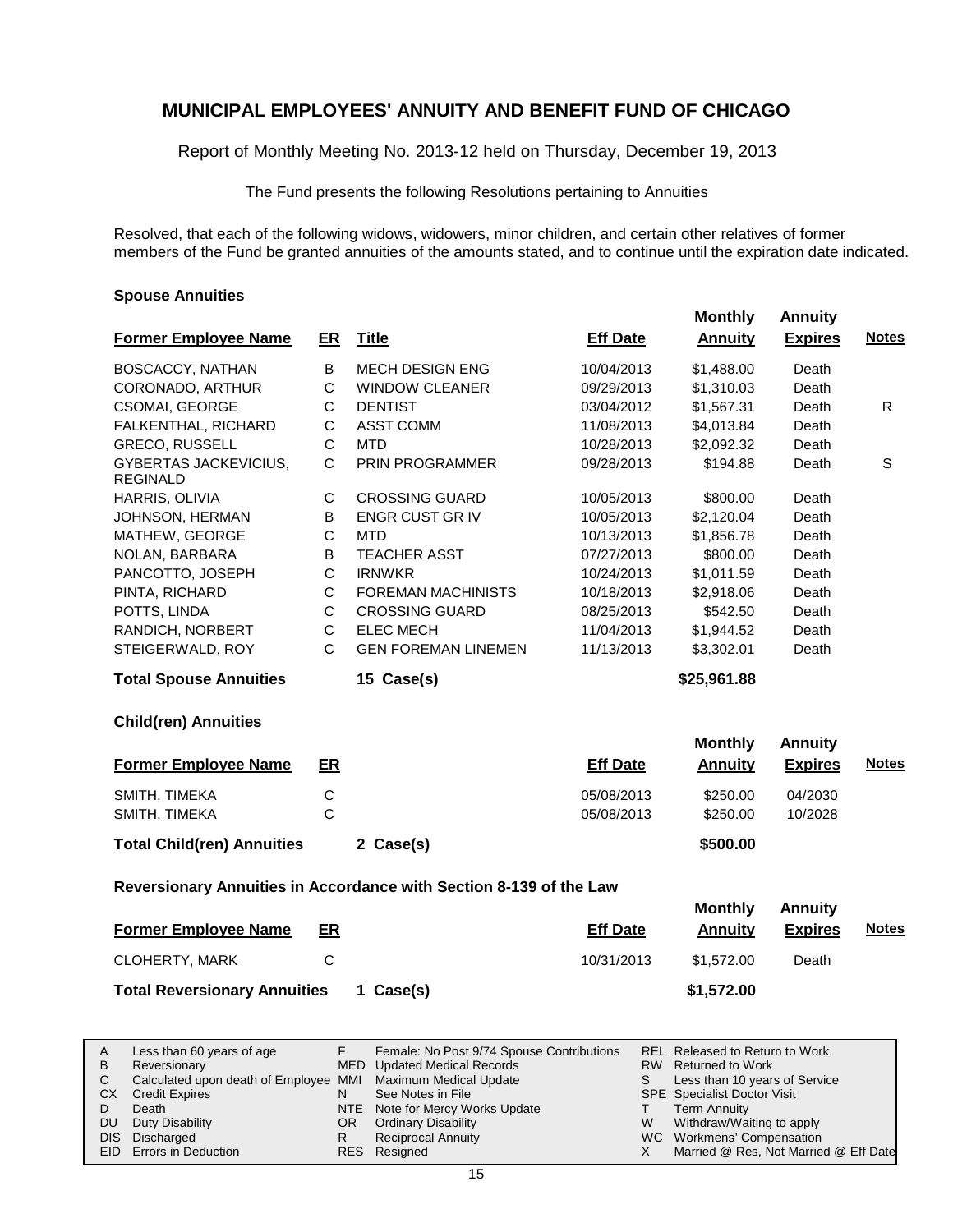# MUNICIPAL EMPLOYEES' ANNUITY AND BENEFIT FUND OF CHICAGO

Report of Monthly Meeting No. 2013-12 held on Thursday, December 19, 2013

The Fund presents the following Resolutions pertaining to Annuities

Resolved, that each of the following widows, widowers, minor children, and certain other relatives of former members of the Fund be granted annuities of the amounts stated, and to continue until the expiration date indicated.

### Spouse Annuities

| Former Employee Name | ER | Title | Eff Date | Monthly Annuity | Annuity Expires | Notes |
|---|---|---|---|---|---|---|
| BOSCACCY, NATHAN | B | MECH DESIGN ENG | 10/04/2013 | $1,488.00 | Death | |
| CORONADO, ARTHUR | C | WINDOW CLEANER | 09/29/2013 | $1,310.03 | Death | |
| CSOMAI, GEORGE | C | DENTIST | 03/04/2012 | $1,567.31 | Death | R |
| FALKENTHAL, RICHARD | C | ASST COMM | 11/08/2013 | $4,013.84 | Death | |
| GRECO, RUSSELL | C | MTD | 10/28/2013 | $2,092.32 | Death | |
| GYBERTAS JACKEVICIUS, REGINALD | C | PRIN PROGRAMMER | 09/28/2013 | $194.88 | Death | S |
| HARRIS, OLIVIA | C | CROSSING GUARD | 10/05/2013 | $800.00 | Death | |
| JOHNSON, HERMAN | B | ENGR CUST GR IV | 10/05/2013 | $2,120.04 | Death | |
| MATHEW, GEORGE | C | MTD | 10/13/2013 | $1,856.78 | Death | |
| NOLAN, BARBARA | B | TEACHER ASST | 07/27/2013 | $800.00 | Death | |
| PANCOTTO, JOSEPH | C | IRNWKR | 10/24/2013 | $1,011.59 | Death | |
| PINTA, RICHARD | C | FOREMAN MACHINISTS | 10/18/2013 | $2,918.06 | Death | |
| POTTS, LINDA | C | CROSSING GUARD | 08/25/2013 | $542.50 | Death | |
| RANDICH, NORBERT | C | ELEC MECH | 11/04/2013 | $1,944.52 | Death | |
| STEIGERWALD, ROY | C | GEN FOREMAN LINEMEN | 11/13/2013 | $3,302.01 | Death | |
| **Total Spouse Annuities** | | **15 Case(s)** | | **$25,961.88** | | |

### Child(ren) Annuities

| Former Employee Name | ER | | Eff Date | Monthly Annuity | Annuity Expires | Notes |
|---|---|---|---|---|---|---|
| SMITH, TIMEKA | C | | 05/08/2013 | $250.00 | 04/2030 | |
| SMITH, TIMEKA | C | | 05/08/2013 | $250.00 | 10/2028 | |
| **Total Child(ren) Annuities** | | **2 Case(s)** | | **$500.00** | | |

### Reversionary Annuities in Accordance with Section 8-139 of the Law

| Former Employee Name | ER | | Eff Date | Monthly Annuity | Annuity Expires | Notes |
|---|---|---|---|---|---|---|
| CLOHERTY, MARK | C | | 10/31/2013 | $1,572.00 | Death | |
| **Total Reversionary Annuities** | | **1 Case(s)** | | **$1,572.00** | | |

| | | | | | |
|---|---|---|---|---|---|
| A | Less than 60 years of age | F | Female: No Post 9/74 Spouse Contributions | REL | Released to Return to Work |
| B | Reversionary | MED | Updated Medical Records | RW | Returned to Work |
| C | Calculated upon death of Employee | MMI | Maximum Medical Update | S | Less than 10 years of Service |
| CX | Credit Expires | N | See Notes in File | SPE | Specialist Doctor Visit |
| D | Death | NTE | Note for Mercy Works Update | T | Term Annuity |
| DU | Duty Disability | OR | Ordinary Disability | W | Withdraw/Waiting to apply |
| DIS | Discharged | R | Reciprocal Annuity | WC | Workmens' Compensation |
| EID | Errors in Deduction | RES | Resigned | X | Married @ Res, Not Married @ Eff Date |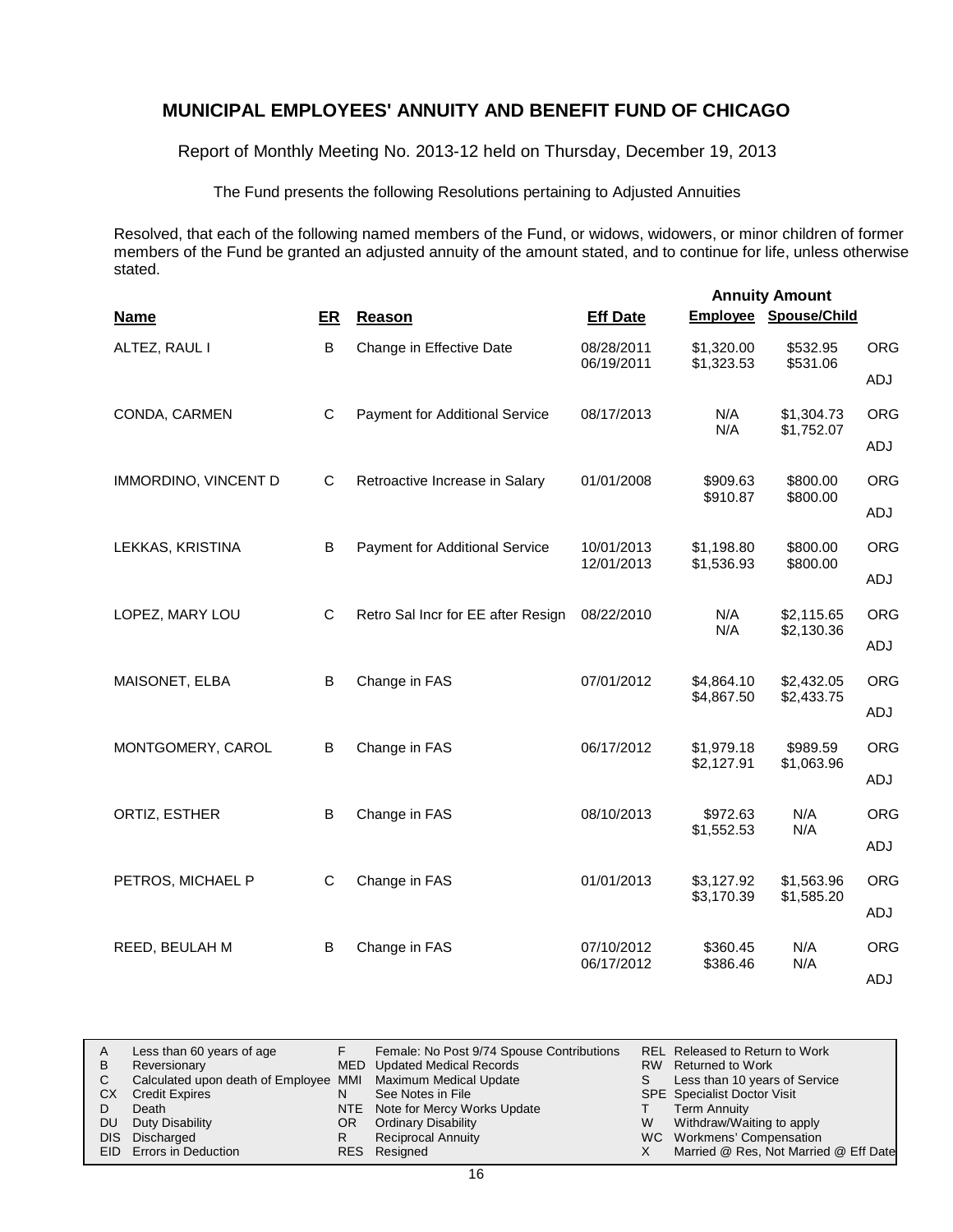# MUNICIPAL EMPLOYEES' ANNUITY AND BENEFIT FUND OF CHICAGO

Report of Monthly Meeting No. 2013-12 held on Thursday, December 19, 2013

The Fund presents the following Resolutions pertaining to Adjusted Annuities

Resolved, that each of the following named members of the Fund, or widows, widowers, or minor children of former members of the Fund be granted an adjusted annuity of the amount stated, and to continue for life, unless otherwise stated.

| Name | ER | Reason | Eff Date | Annuity Amount Employee | Annuity Amount Spouse/Child | |
|---|---|---|---|---|---|---|
| ALTEZ, RAUL I | B | Change in Effective Date | 08/28/2011 | $1,320.00 | $532.95 | ORG |
| | | | 06/19/2011 | $1,323.53 | $531.06 | ADJ |
| CONDA, CARMEN | C | Payment for Additional Service | 08/17/2013 | N/A | $1,304.73 | ORG |
| | | | | N/A | $1,752.07 | ADJ |
| IMMORDINO, VINCENT D | C | Retroactive Increase in Salary | 01/01/2008 | $909.63 | $800.00 | ORG |
| | | | | $910.87 | $800.00 | ADJ |
| LEKKAS, KRISTINA | B | Payment for Additional Service | 10/01/2013 | $1,198.80 | $800.00 | ORG |
| | | | 12/01/2013 | $1,536.93 | $800.00 | ADJ |
| LOPEZ, MARY LOU | C | Retro Sal Incr for EE after Resign | 08/22/2010 | N/A | $2,115.65 | ORG |
| | | | | N/A | $2,130.36 | ADJ |
| MAISONET, ELBA | B | Change in FAS | 07/01/2012 | $4,864.10 | $2,432.05 | ORG |
| | | | | $4,867.50 | $2,433.75 | ADJ |
| MONTGOMERY, CAROL | B | Change in FAS | 06/17/2012 | $1,979.18 | $989.59 | ORG |
| | | | | $2,127.91 | $1,063.96 | ADJ |
| ORTIZ, ESTHER | B | Change in FAS | 08/10/2013 | $972.63 | N/A | ORG |
| | | | | $1,552.53 | N/A | ADJ |
| PETROS, MICHAEL P | C | Change in FAS | 01/01/2013 | $3,127.92 | $1,563.96 | ORG |
| | | | | $3,170.39 | $1,585.20 | ADJ |
| REED, BEULAH M | B | Change in FAS | 07/10/2012 | $360.45 | N/A | ORG |
| | | | 06/17/2012 | $386.46 | N/A | ADJ |

| | | | | | |
|---|---|---|---|---|---|
| A | Less than 60 years of age | F | Female: No Post 9/74 Spouse Contributions | REL | Released to Return to Work |
| B | Reversionary | MED | Updated Medical Records | RW | Returned to Work |
| C | Calculated upon death of Employee | MMI | Maximum Medical Update | S | Less than 10 years of Service |
| CX | Credit Expires | N | See Notes in File | SPE | Specialist Doctor Visit |
| D | Death | NTE | Note for Mercy Works Update | T | Term Annuity |
| DU | Duty Disability | OR | Ordinary Disability | W | Withdraw/Waiting to apply |
| DIS | Discharged | R | Reciprocal Annuity | WC | Workmens' Compensation |
| EID | Errors in Deduction | RES | Resigned | X | Married @ Res, Not Married @ Eff Date |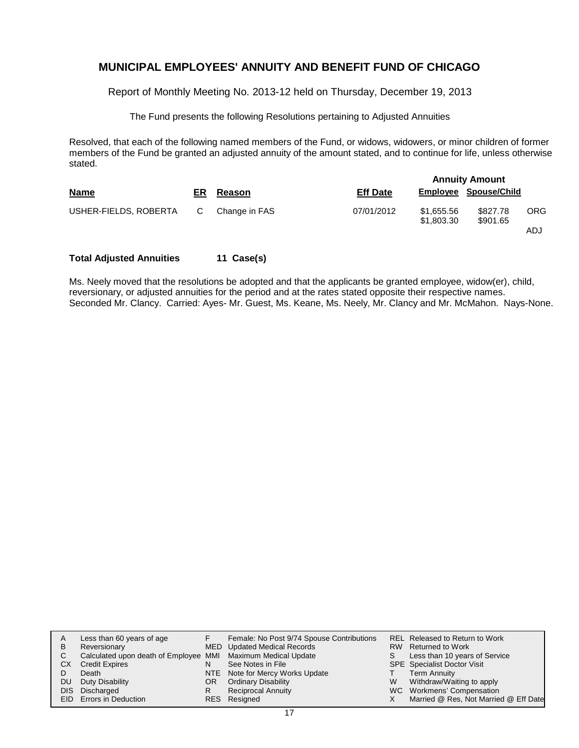# MUNICIPAL EMPLOYEES' ANNUITY AND BENEFIT FUND OF CHICAGO

Report of Monthly Meeting No. 2013-12 held on Thursday, December 19, 2013

The Fund presents the following Resolutions pertaining to Adjusted Annuities

Resolved, that each of the following named members of the Fund, or widows, widowers, or minor children of former members of the Fund be granted an adjusted annuity of the amount stated, and to continue for life, unless otherwise stated.

| Name | ER | Reason | Eff Date | Annuity Amount Employee | Spouse/Child | |
|---|---|---|---|---|---|---|
| USHER-FIELDS, ROBERTA | C | Change in FAS | 07/01/2012 | \$1,655.56 | \$827.78 | ORG |
| | | | | \$1,803.30 | \$901.65 | ADJ |

**Total Adjusted Annuities 11 Case(s)**

Ms. Neely moved that the resolutions be adopted and that the applicants be granted employee, widow(er), child, reversionary, or adjusted annuities for the period and at the rates stated opposite their respective names. Seconded Mr. Clancy. Carried: Ayes- Mr. Guest, Ms. Keane, Ms. Neely, Mr. Clancy and Mr. McMahon. Nays-None.

| | | | | | |
|---|---|---|---|---|---|
| A | Less than 60 years of age | F | Female: No Post 9/74 Spouse Contributions | REL | Released to Return to Work |
| B | Reversionary | MED | Updated Medical Records | RW | Returned to Work |
| C | Calculated upon death of Employee | MMI | Maximum Medical Update | S | Less than 10 years of Service |
| CX | Credit Expires | N | See Notes in File | SPE | Specialist Doctor Visit |
| D | Death | NTE | Note for Mercy Works Update | T | Term Annuity |
| DU | Duty Disability | OR | Ordinary Disability | W | Withdraw/Waiting to apply |
| DIS | Discharged | R | Reciprocal Annuity | WC | Workmens' Compensation |
| EID | Errors in Deduction | RES | Resigned | X | Married @ Res, Not Married @ Eff Date |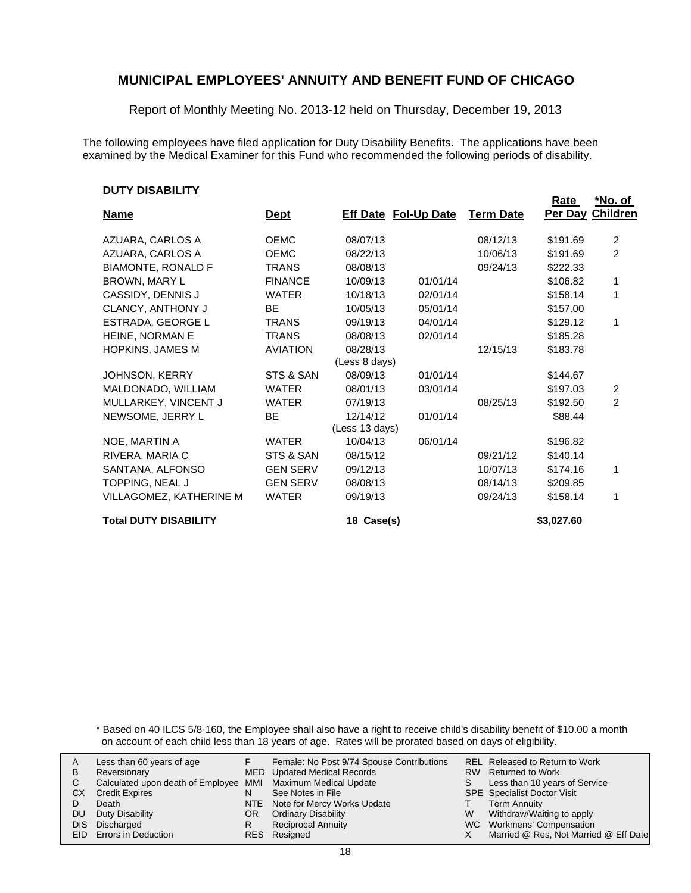# MUNICIPAL EMPLOYEES' ANNUITY AND BENEFIT FUND OF CHICAGO

Report of Monthly Meeting No. 2013-12 held on Thursday, December 19, 2013

The following employees have filed application for Duty Disability Benefits. The applications have been examined by the Medical Examiner for this Fund who recommended the following periods of disability.

## DUTY DISABILITY

| Name | Dept | Eff Date | Fol-Up Date | Term Date | Rate Per Day | *No. of Children |
|---|---|---|---|---|---|---|
| AZUARA, CARLOS A | OEMC | 08/07/13 | | 08/12/13 | $191.69 | 2 |
| AZUARA, CARLOS A | OEMC | 08/22/13 | | 10/06/13 | $191.69 | 2 |
| BIAMONTE, RONALD F | TRANS | 08/08/13 | | 09/24/13 | $222.33 | |
| BROWN, MARY L | FINANCE | 10/09/13 | 01/01/14 | | $106.82 | 1 |
| CASSIDY, DENNIS J | WATER | 10/18/13 | 02/01/14 | | $158.14 | 1 |
| CLANCY, ANTHONY J | BE | 10/05/13 | 05/01/14 | | $157.00 | |
| ESTRADA, GEORGE L | TRANS | 09/19/13 | 04/01/14 | | $129.12 | 1 |
| HEINE, NORMAN E | TRANS | 08/08/13 | 02/01/14 | | $185.28 | |
| HOPKINS, JAMES M | AVIATION | 08/28/13 (Less 8 days) | | 12/15/13 | $183.78 | |
| JOHNSON, KERRY | STS & SAN | 08/09/13 | 01/01/14 | | $144.67 | |
| MALDONADO, WILLIAM | WATER | 08/01/13 | 03/01/14 | | $197.03 | 2 |
| MULLARKEY, VINCENT J | WATER | 07/19/13 | | 08/25/13 | $192.50 | 2 |
| NEWSOME, JERRY L | BE | 12/14/12 (Less 13 days) | 01/01/14 | | $88.44 | |
| NOE, MARTIN A | WATER | 10/04/13 | 06/01/14 | | $196.82 | |
| RIVERA, MARIA C | STS & SAN | 08/15/12 | | 09/21/12 | $140.14 | |
| SANTANA, ALFONSO | GEN SERV | 09/12/13 | | 10/07/13 | $174.16 | 1 |
| TOPPING, NEAL J | GEN SERV | 08/08/13 | | 08/14/13 | $209.85 | |
| VILLAGOMEZ, KATHERINE M | WATER | 09/19/13 | | 09/24/13 | $158.14 | 1 |
| **Total DUTY DISABILITY** | | **18 Case(s)** | | | **$3,027.60** | |

\* Based on 40 ILCS 5/8-160, the Employee shall also have a right to receive child's disability benefit of $10.00 a month on account of each child less than 18 years of age. Rates will be prorated based on days of eligibility.

| | | | | | |
|---|---|---|---|---|---|
| A | Less than 60 years of age | F | Female: No Post 9/74 Spouse Contributions | REL | Released to Return to Work |
| B | Reversionary | MED | Updated Medical Records | RW | Returned to Work |
| C | Calculated upon death of Employee | MMI | Maximum Medical Update | S | Less than 10 years of Service |
| CX | Credit Expires | N | See Notes in File | SPE | Specialist Doctor Visit |
| D | Death | NTE | Note for Mercy Works Update | T | Term Annuity |
| DU | Duty Disability | OR | Ordinary Disability | W | Withdraw/Waiting to apply |
| DIS | Discharged | R | Reciprocal Annuity | WC | Workmens' Compensation |
| EID | Errors in Deduction | RES | Resigned | X | Married @ Res, Not Married @ Eff Date |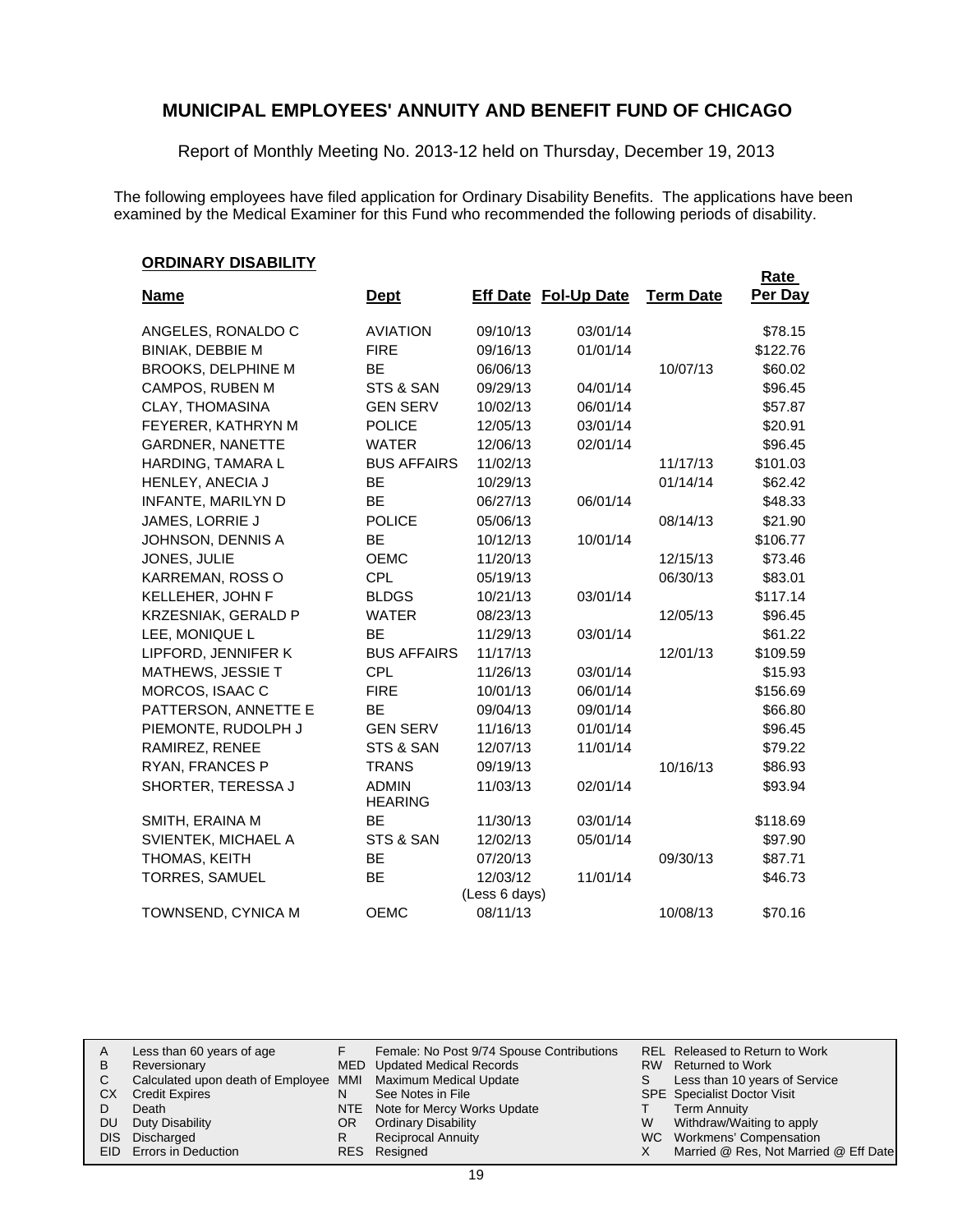# MUNICIPAL EMPLOYEES' ANNUITY AND BENEFIT FUND OF CHICAGO

Report of Monthly Meeting No. 2013-12 held on Thursday, December 19, 2013

The following employees have filed application for Ordinary Disability Benefits. The applications have been examined by the Medical Examiner for this Fund who recommended the following periods of disability.

**ORDINARY DISABILITY**

| Name | Dept | Eff Date | Fol-Up Date | Term Date | Rate Per Day |
|---|---|---|---|---|---|
| ANGELES, RONALDO C | AVIATION | 09/10/13 | 03/01/14 | | $78.15 |
| BINIAK, DEBBIE M | FIRE | 09/16/13 | 01/01/14 | | $122.76 |
| BROOKS, DELPHINE M | BE | 06/06/13 | | 10/07/13 | $60.02 |
| CAMPOS, RUBEN M | STS & SAN | 09/29/13 | 04/01/14 | | $96.45 |
| CLAY, THOMASINA | GEN SERV | 10/02/13 | 06/01/14 | | $57.87 |
| FEYERER, KATHRYN M | POLICE | 12/05/13 | 03/01/14 | | $20.91 |
| GARDNER, NANETTE | WATER | 12/06/13 | 02/01/14 | | $96.45 |
| HARDING, TAMARA L | BUS AFFAIRS | 11/02/13 | | 11/17/13 | $101.03 |
| HENLEY, ANECIA J | BE | 10/29/13 | | 01/14/14 | $62.42 |
| INFANTE, MARILYN D | BE | 06/27/13 | 06/01/14 | | $48.33 |
| JAMES, LORRIE J | POLICE | 05/06/13 | | 08/14/13 | $21.90 |
| JOHNSON, DENNIS A | BE | 10/12/13 | 10/01/14 | | $106.77 |
| JONES, JULIE | OEMC | 11/20/13 | | 12/15/13 | $73.46 |
| KARREMAN, ROSS O | CPL | 05/19/13 | | 06/30/13 | $83.01 |
| KELLEHER, JOHN F | BLDGS | 10/21/13 | 03/01/14 | | $117.14 |
| KRZESNIAK, GERALD P | WATER | 08/23/13 | | 12/05/13 | $96.45 |
| LEE, MONIQUE L | BE | 11/29/13 | 03/01/14 | | $61.22 |
| LIPFORD, JENNIFER K | BUS AFFAIRS | 11/17/13 | | 12/01/13 | $109.59 |
| MATHEWS, JESSIE T | CPL | 11/26/13 | 03/01/14 | | $15.93 |
| MORCOS, ISAAC C | FIRE | 10/01/13 | 06/01/14 | | $156.69 |
| PATTERSON, ANNETTE E | BE | 09/04/13 | 09/01/14 | | $66.80 |
| PIEMONTE, RUDOLPH J | GEN SERV | 11/16/13 | 01/01/14 | | $96.45 |
| RAMIREZ, RENEE | STS & SAN | 12/07/13 | 11/01/14 | | $79.22 |
| RYAN, FRANCES P | TRANS | 09/19/13 | | 10/16/13 | $86.93 |
| SHORTER, TERESSA J | ADMIN HEARING | 11/03/13 | 02/01/14 | | $93.94 |
| SMITH, ERAINA M | BE | 11/30/13 | 03/01/14 | | $118.69 |
| SVIENTEK, MICHAEL A | STS & SAN | 12/02/13 | 05/01/14 | | $97.90 |
| THOMAS, KEITH | BE | 07/20/13 | | 09/30/13 | $87.71 |
| TORRES, SAMUEL | BE | 12/03/12 (Less 6 days) | 11/01/14 | | $46.73 |
| TOWNSEND, CYNICA M | OEMC | 08/11/13 | | 10/08/13 | $70.16 |

| | | | | | |
|---|---|---|---|---|---|
| A | Less than 60 years of age | F | Female: No Post 9/74 Spouse Contributions | REL | Released to Return to Work |
| B | Reversionary | MED | Updated Medical Records | RW | Returned to Work |
| C | Calculated upon death of Employee | MMI | Maximum Medical Update | S | Less than 10 years of Service |
| CX | Credit Expires | N | See Notes in File | SPE | Specialist Doctor Visit |
| D | Death | NTE | Note for Mercy Works Update | T | Term Annuity |
| DU | Duty Disability | OR | Ordinary Disability | W | Withdraw/Waiting to apply |
| DIS | Discharged | R | Reciprocal Annuity | WC | Workmens' Compensation |
| EID | Errors in Deduction | RES | Resigned | X | Married @ Res, Not Married @ Eff Date |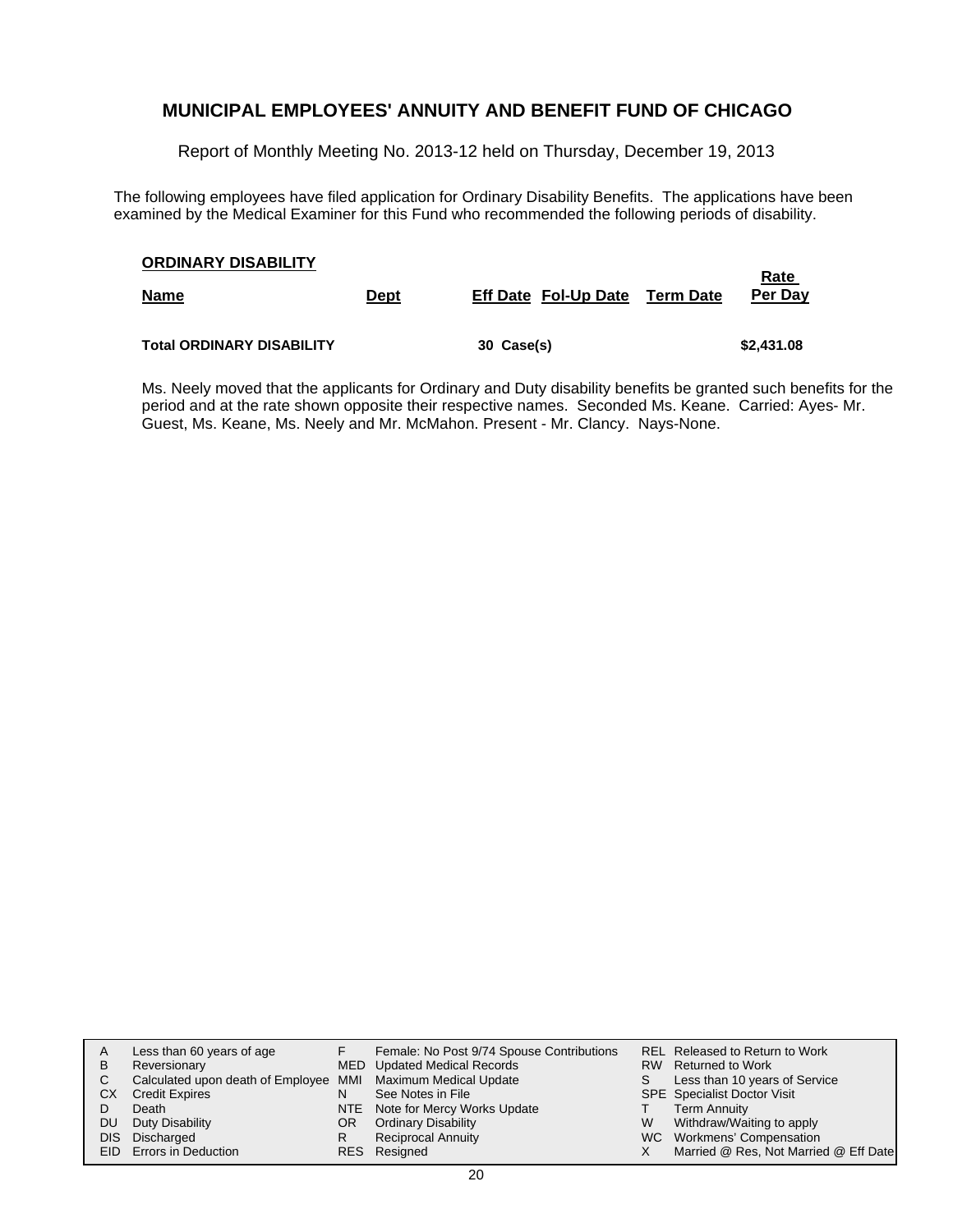## MUNICIPAL EMPLOYEES' ANNUITY AND BENEFIT FUND OF CHICAGO

Report of Monthly Meeting No. 2013-12 held on Thursday, December 19, 2013

The following employees have filed application for Ordinary Disability Benefits. The applications have been examined by the Medical Examiner for this Fund who recommended the following periods of disability.

**ORDINARY DISABILITY**

| Name | Dept | Eff Date | Fol-Up Date | Term Date | Rate Per Day |
|---|---|---|---|---|---|
| **Total ORDINARY DISABILITY** | | **30 Case(s)** | | | **$2,431.08** |

Ms. Neely moved that the applicants for Ordinary and Duty disability benefits be granted such benefits for the period and at the rate shown opposite their respective names. Seconded Ms. Keane. Carried: Ayes- Mr. Guest, Ms. Keane, Ms. Neely and Mr. McMahon. Present - Mr. Clancy. Nays-None.

| | | | | | |
|---|---|---|---|---|---|
| A | Less than 60 years of age | F | Female: No Post 9/74 Spouse Contributions | REL | Released to Return to Work |
| B | Reversionary | MED | Updated Medical Records | RW | Returned to Work |
| C | Calculated upon death of Employee | MMI | Maximum Medical Update | S | Less than 10 years of Service |
| CX | Credit Expires | N | See Notes in File | SPE | Specialist Doctor Visit |
| D | Death | NTE | Note for Mercy Works Update | T | Term Annuity |
| DU | Duty Disability | OR | Ordinary Disability | W | Withdraw/Waiting to apply |
| DIS | Discharged | R | Reciprocal Annuity | WC | Workmens' Compensation |
| EID | Errors in Deduction | RES | Resigned | X | Married @ Res, Not Married @ Eff Date |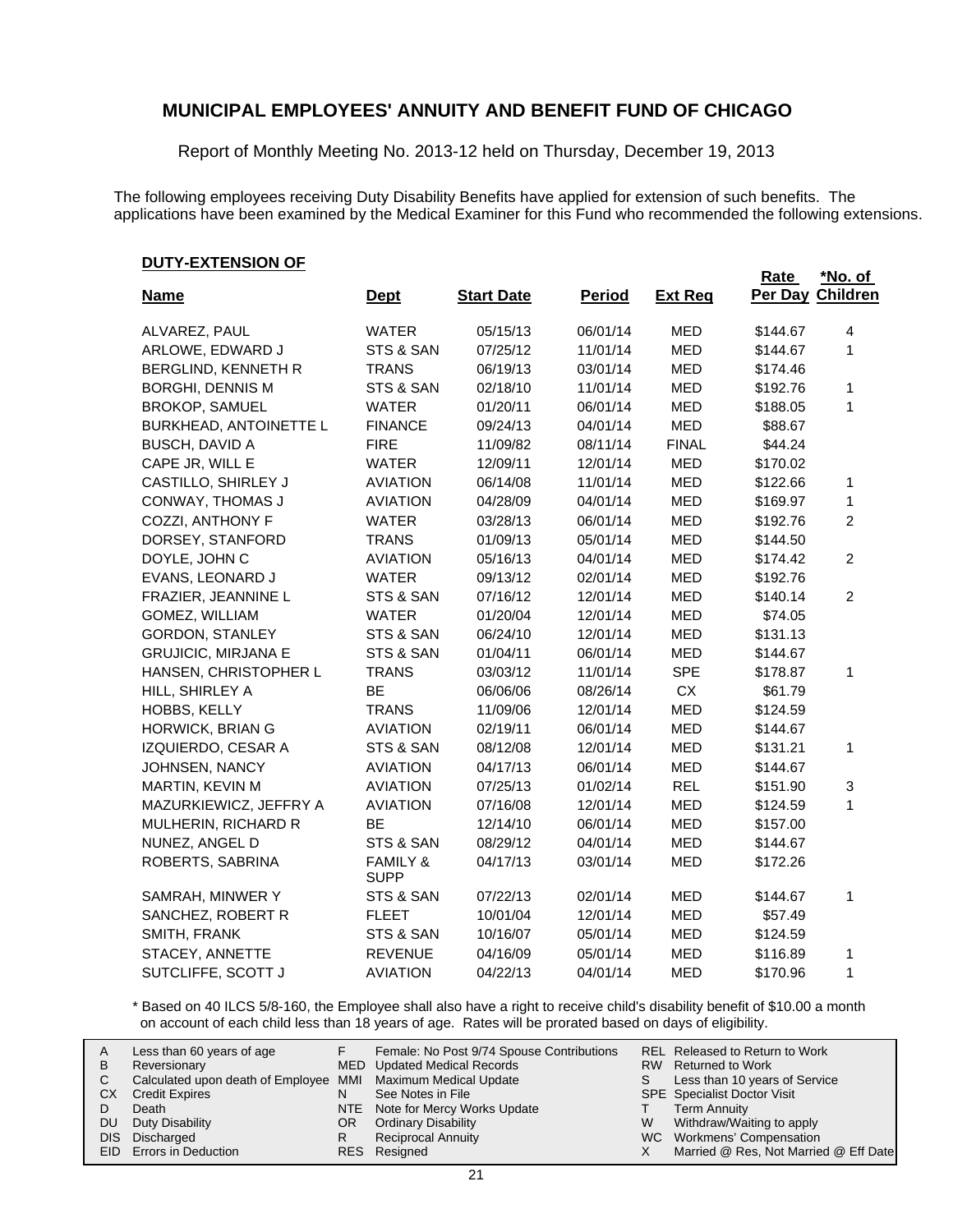# MUNICIPAL EMPLOYEES' ANNUITY AND BENEFIT FUND OF CHICAGO

Report of Monthly Meeting No. 2013-12 held on Thursday, December 19, 2013

The following employees receiving Duty Disability Benefits have applied for extension of such benefits. The applications have been examined by the Medical Examiner for this Fund who recommended the following extensions.

**DUTY-EXTENSION OF**

| Name | Dept | Start Date | Period | Ext Req | Rate Per Day | *No. of Children |
|---|---|---|---|---|---|---|
| ALVAREZ, PAUL | WATER | 05/15/13 | 06/01/14 | MED | $144.67 | 4 |
| ARLOWE, EDWARD J | STS & SAN | 07/25/12 | 11/01/14 | MED | $144.67 | 1 |
| BERGLIND, KENNETH R | TRANS | 06/19/13 | 03/01/14 | MED | $174.46 | |
| BORGHI, DENNIS M | STS & SAN | 02/18/10 | 11/01/14 | MED | $192.76 | 1 |
| BROKOP, SAMUEL | WATER | 01/20/11 | 06/01/14 | MED | $188.05 | 1 |
| BURKHEAD, ANTOINETTE L | FINANCE | 09/24/13 | 04/01/14 | MED | $88.67 | |
| BUSCH, DAVID A | FIRE | 11/09/82 | 08/11/14 | FINAL | $44.24 | |
| CAPE JR, WILL E | WATER | 12/09/11 | 12/01/14 | MED | $170.02 | |
| CASTILLO, SHIRLEY J | AVIATION | 06/14/08 | 11/01/14 | MED | $122.66 | 1 |
| CONWAY, THOMAS J | AVIATION | 04/28/09 | 04/01/14 | MED | $169.97 | 1 |
| COZZI, ANTHONY F | WATER | 03/28/13 | 06/01/14 | MED | $192.76 | 2 |
| DORSEY, STANFORD | TRANS | 01/09/13 | 05/01/14 | MED | $144.50 | |
| DOYLE, JOHN C | AVIATION | 05/16/13 | 04/01/14 | MED | $174.42 | 2 |
| EVANS, LEONARD J | WATER | 09/13/12 | 02/01/14 | MED | $192.76 | |
| FRAZIER, JEANNINE L | STS & SAN | 07/16/12 | 12/01/14 | MED | $140.14 | 2 |
| GOMEZ, WILLIAM | WATER | 01/20/04 | 12/01/14 | MED | $74.05 | |
| GORDON, STANLEY | STS & SAN | 06/24/10 | 12/01/14 | MED | $131.13 | |
| GRUJICIC, MIRJANA E | STS & SAN | 01/04/11 | 06/01/14 | MED | $144.67 | |
| HANSEN, CHRISTOPHER L | TRANS | 03/03/12 | 11/01/14 | SPE | $178.87 | 1 |
| HILL, SHIRLEY A | BE | 06/06/06 | 08/26/14 | CX | $61.79 | |
| HOBBS, KELLY | TRANS | 11/09/06 | 12/01/14 | MED | $124.59 | |
| HORWICK, BRIAN G | AVIATION | 02/19/11 | 06/01/14 | MED | $144.67 | |
| IZQUIERDO, CESAR A | STS & SAN | 08/12/08 | 12/01/14 | MED | $131.21 | 1 |
| JOHNSEN, NANCY | AVIATION | 04/17/13 | 06/01/14 | MED | $144.67 | |
| MARTIN, KEVIN M | AVIATION | 07/25/13 | 01/02/14 | REL | $151.90 | 3 |
| MAZURKIEWICZ, JEFFRY A | AVIATION | 07/16/08 | 12/01/14 | MED | $124.59 | 1 |
| MULHERIN, RICHARD R | BE | 12/14/10 | 06/01/14 | MED | $157.00 | |
| NUNEZ, ANGEL D | STS & SAN | 08/29/12 | 04/01/14 | MED | $144.67 | |
| ROBERTS, SABRINA | FAMILY & SUPP | 04/17/13 | 03/01/14 | MED | $172.26 | |
| SAMRAH, MINWER Y | STS & SAN | 07/22/13 | 02/01/14 | MED | $144.67 | 1 |
| SANCHEZ, ROBERT R | FLEET | 10/01/04 | 12/01/14 | MED | $57.49 | |
| SMITH, FRANK | STS & SAN | 10/16/07 | 05/01/14 | MED | $124.59 | |
| STACEY, ANNETTE | REVENUE | 04/16/09 | 05/01/14 | MED | $116.89 | 1 |
| SUTCLIFFE, SCOTT J | AVIATION | 04/22/13 | 04/01/14 | MED | $170.96 | 1 |

\* Based on 40 ILCS 5/8-160, the Employee shall also have a right to receive child's disability benefit of $10.00 a month on account of each child less than 18 years of age. Rates will be prorated based on days of eligibility.

| | | | | | |
|---|---|---|---|---|---|
| A | Less than 60 years of age | F | Female: No Post 9/74 Spouse Contributions | REL | Released to Return to Work |
| B | Reversionary | MED | Updated Medical Records | RW | Returned to Work |
| C | Calculated upon death of Employee | MMI | Maximum Medical Update | S | Less than 10 years of Service |
| CX | Credit Expires | N | See Notes in File | SPE | Specialist Doctor Visit |
| D | Death | NTE | Note for Mercy Works Update | T | Term Annuity |
| DU | Duty Disability | OR | Ordinary Disability | W | Withdraw/Waiting to apply |
| DIS | Discharged | R | Reciprocal Annuity | WC | Workmens' Compensation |
| EID | Errors in Deduction | RES | Resigned | X | Married @ Res, Not Married @ Eff Date |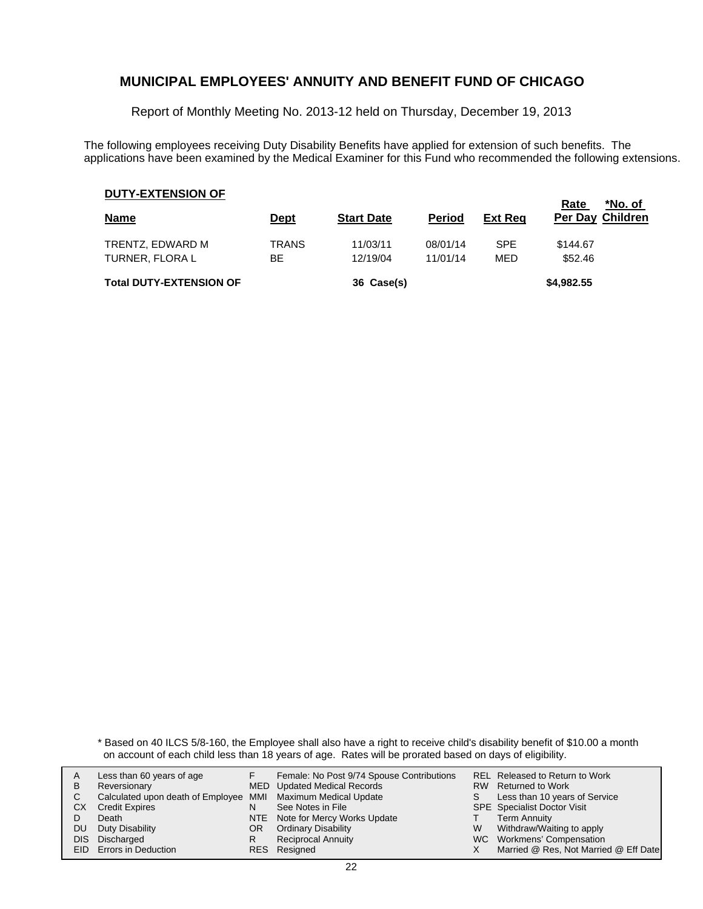# MUNICIPAL EMPLOYEES' ANNUITY AND BENEFIT FUND OF CHICAGO

Report of Monthly Meeting No. 2013-12 held on Thursday, December 19, 2013

The following employees receiving Duty Disability Benefits have applied for extension of such benefits. The applications have been examined by the Medical Examiner for this Fund who recommended the following extensions.

**DUTY-EXTENSION OF**

| Name | Dept | Start Date | Period | Ext Req | Rate Per Day | *No. of Children |
|---|---|---|---|---|---|---|
| TRENTZ, EDWARD M | TRANS | 11/03/11 | 08/01/14 | SPE | $144.67 | |
| TURNER, FLORA L | BE | 12/19/04 | 11/01/14 | MED | $52.46 | |
| **Total DUTY-EXTENSION OF** | | **36 Case(s)** | | | **$4,982.55** | |

\* Based on 40 ILCS 5/8-160, the Employee shall also have a right to receive child's disability benefit of $10.00 a month on account of each child less than 18 years of age. Rates will be prorated based on days of eligibility.

| | | | | | |
|---|---|---|---|---|---|
| A | Less than 60 years of age | F | Female: No Post 9/74 Spouse Contributions | REL | Released to Return to Work |
| B | Reversionary | MED | Updated Medical Records | RW | Returned to Work |
| C | Calculated upon death of Employee | MMI | Maximum Medical Update | S | Less than 10 years of Service |
| CX | Credit Expires | N | See Notes in File | SPE | Specialist Doctor Visit |
| D | Death | NTE | Note for Mercy Works Update | T | Term Annuity |
| DU | Duty Disability | OR | Ordinary Disability | W | Withdraw/Waiting to apply |
| DIS | Discharged | R | Reciprocal Annuity | WC | Workmens' Compensation |
| EID | Errors in Deduction | RES | Resigned | X | Married @ Res, Not Married @ Eff Date |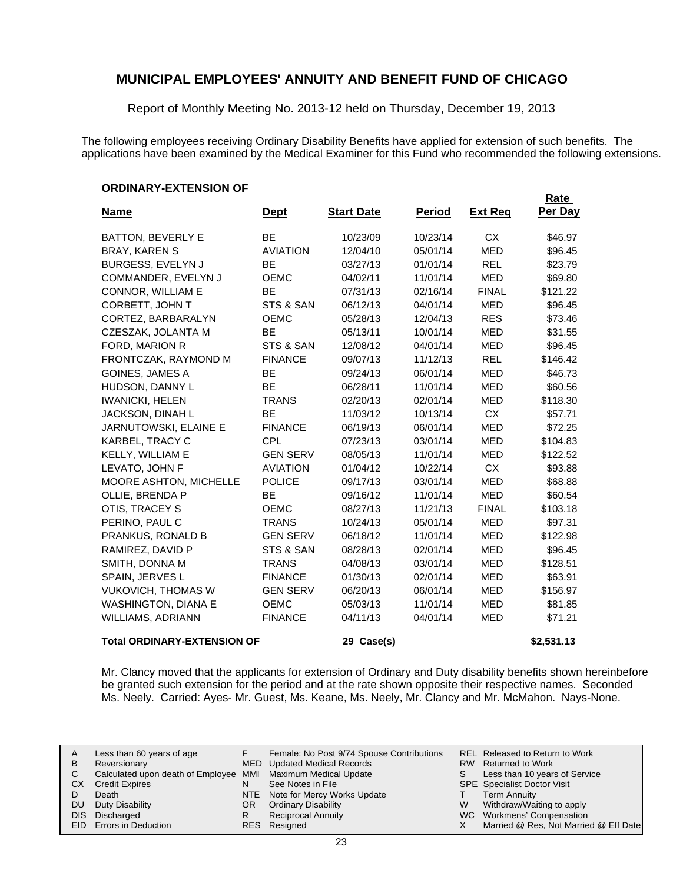# MUNICIPAL EMPLOYEES' ANNUITY AND BENEFIT FUND OF CHICAGO

Report of Monthly Meeting No. 2013-12 held on Thursday, December 19, 2013

The following employees receiving Ordinary Disability Benefits have applied for extension of such benefits. The applications have been examined by the Medical Examiner for this Fund who recommended the following extensions.

**ORDINARY-EXTENSION OF**

| Name | Dept | Start Date | Period | Ext Req | Rate Per Day |
|---|---|---|---|---|---|
| BATTON, BEVERLY E | BE | 10/23/09 | 10/23/14 | CX | $46.97 |
| BRAY, KAREN S | AVIATION | 12/04/10 | 05/01/14 | MED | $96.45 |
| BURGESS, EVELYN J | BE | 03/27/13 | 01/01/14 | REL | $23.79 |
| COMMANDER, EVELYN J | OEMC | 04/02/11 | 11/01/14 | MED | $69.80 |
| CONNOR, WILLIAM E | BE | 07/31/13 | 02/16/14 | FINAL | $121.22 |
| CORBETT, JOHN T | STS & SAN | 06/12/13 | 04/01/14 | MED | $96.45 |
| CORTEZ, BARBARALYN | OEMC | 05/28/13 | 12/04/13 | RES | $73.46 |
| CZESZAK, JOLANTA M | BE | 05/13/11 | 10/01/14 | MED | $31.55 |
| FORD, MARION R | STS & SAN | 12/08/12 | 04/01/14 | MED | $96.45 |
| FRONTCZAK, RAYMOND M | FINANCE | 09/07/13 | 11/12/13 | REL | $146.42 |
| GOINES, JAMES A | BE | 09/24/13 | 06/01/14 | MED | $46.73 |
| HUDSON, DANNY L | BE | 06/28/11 | 11/01/14 | MED | $60.56 |
| IWANICKI, HELEN | TRANS | 02/20/13 | 02/01/14 | MED | $118.30 |
| JACKSON, DINAH L | BE | 11/03/12 | 10/13/14 | CX | $57.71 |
| JARNUTOWSKI, ELAINE E | FINANCE | 06/19/13 | 06/01/14 | MED | $72.25 |
| KARBEL, TRACY C | CPL | 07/23/13 | 03/01/14 | MED | $104.83 |
| KELLY, WILLIAM E | GEN SERV | 08/05/13 | 11/01/14 | MED | $122.52 |
| LEVATO, JOHN F | AVIATION | 01/04/12 | 10/22/14 | CX | $93.88 |
| MOORE ASHTON, MICHELLE | POLICE | 09/17/13 | 03/01/14 | MED | $68.88 |
| OLLIE, BRENDA P | BE | 09/16/12 | 11/01/14 | MED | $60.54 |
| OTIS, TRACEY S | OEMC | 08/27/13 | 11/21/13 | FINAL | $103.18 |
| PERINO, PAUL C | TRANS | 10/24/13 | 05/01/14 | MED | $97.31 |
| PRANKUS, RONALD B | GEN SERV | 06/18/12 | 11/01/14 | MED | $122.98 |
| RAMIREZ, DAVID P | STS & SAN | 08/28/13 | 02/01/14 | MED | $96.45 |
| SMITH, DONNA M | TRANS | 04/08/13 | 03/01/14 | MED | $128.51 |
| SPAIN, JERVES L | FINANCE | 01/30/13 | 02/01/14 | MED | $63.91 |
| VUKOVICH, THOMAS W | GEN SERV | 06/20/13 | 06/01/14 | MED | $156.97 |
| WASHINGTON, DIANA E | OEMC | 05/03/13 | 11/01/14 | MED | $81.85 |
| WILLIAMS, ADRIANN | FINANCE | 04/11/13 | 04/01/14 | MED | $71.21 |
| **Total ORDINARY-EXTENSION OF** | | **29 Case(s)** | | | **$2,531.13** |

Mr. Clancy moved that the applicants for extension of Ordinary and Duty disability benefits shown hereinbefore be granted such extension for the period and at the rate shown opposite their respective names. Seconded Ms. Neely. Carried: Ayes- Mr. Guest, Ms. Keane, Ms. Neely, Mr. Clancy and Mr. McMahon. Nays-None.

| | | | | | |
|---|---|---|---|---|---|
| A | Less than 60 years of age | F | Female: No Post 9/74 Spouse Contributions | REL | Released to Return to Work |
| B | Reversionary | MED | Updated Medical Records | RW | Returned to Work |
| C | Calculated upon death of Employee | MMI | Maximum Medical Update | S | Less than 10 years of Service |
| CX | Credit Expires | N | See Notes in File | SPE | Specialist Doctor Visit |
| D | Death | NTE | Note for Mercy Works Update | T | Term Annuity |
| DU | Duty Disability | OR | Ordinary Disability | W | Withdraw/Waiting to apply |
| DIS | Discharged | R | Reciprocal Annuity | WC | Workmens' Compensation |
| EID | Errors in Deduction | RES | Resigned | X | Married @ Res, Not Married @ Eff Date |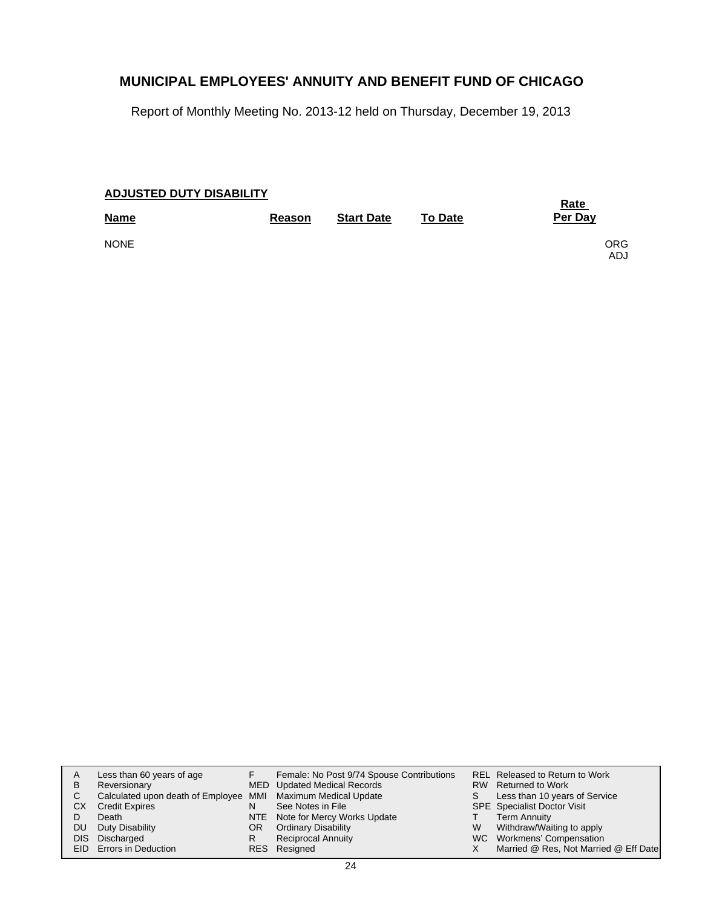# MUNICIPAL EMPLOYEES' ANNUITY AND BENEFIT FUND OF CHICAGO

Report of Monthly Meeting No. 2013-12 held on Thursday, December 19, 2013

## ADJUSTED DUTY DISABILITY

| Name | Reason | Start Date | To Date | Rate Per Day | |
|---|---|---|---|---|---|
| NONE | | | | | ORG ADJ |

| | | | | | |
|---|---|---|---|---|---|
| A | Less than 60 years of age | F | Female: No Post 9/74 Spouse Contributions | REL | Released to Return to Work |
| B | Reversionary | MED | Updated Medical Records | RW | Returned to Work |
| C | Calculated upon death of Employee | MMI | Maximum Medical Update | S | Less than 10 years of Service |
| CX | Credit Expires | N | See Notes in File | SPE | Specialist Doctor Visit |
| D | Death | NTE | Note for Mercy Works Update | T | Term Annuity |
| DU | Duty Disability | OR | Ordinary Disability | W | Withdraw/Waiting to apply |
| DIS | Discharged | R | Reciprocal Annuity | WC | Workmens' Compensation |
| EID | Errors in Deduction | RES | Resigned | X | Married @ Res, Not Married @ Eff Date |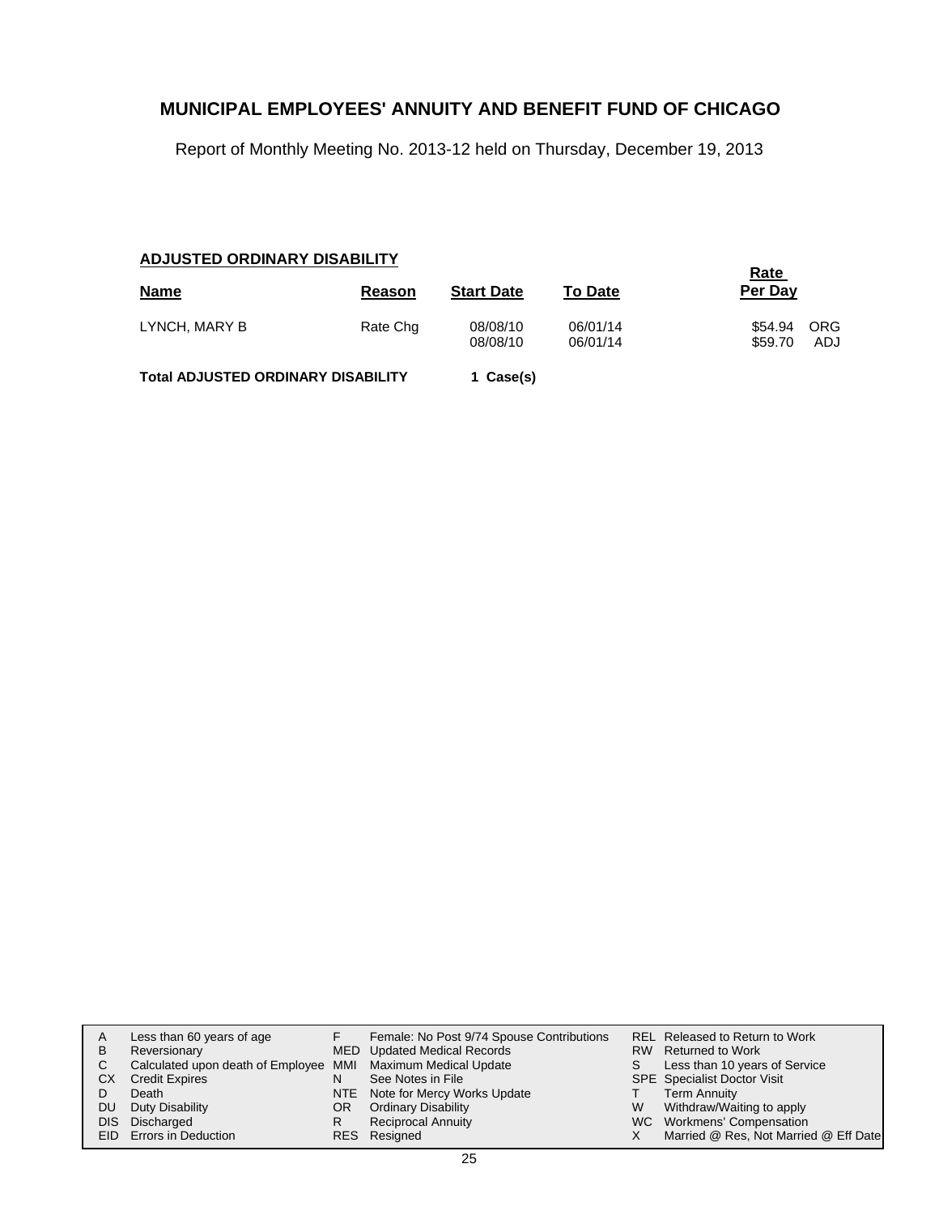# MUNICIPAL EMPLOYEES' ANNUITY AND BENEFIT FUND OF CHICAGO

Report of Monthly Meeting No. 2013-12 held on Thursday, December 19, 2013

## ADJUSTED ORDINARY DISABILITY

| Name | Reason | Start Date | To Date | Rate Per Day | |
|---|---|---|---|---|---|
| LYNCH, MARY B | Rate Chg | 08/08/10 | 06/01/14 | $54.94 | ORG |
| | | 08/08/10 | 06/01/14 | $59.70 | ADJ |

**Total ADJUSTED ORDINARY DISABILITY 1 Case(s)**

| | | | | | |
|---|---|---|---|---|---|
| A | Less than 60 years of age | F | Female: No Post 9/74 Spouse Contributions | REL | Released to Return to Work |
| B | Reversionary | MED | Updated Medical Records | RW | Returned to Work |
| C | Calculated upon death of Employee | MMI | Maximum Medical Update | S | Less than 10 years of Service |
| CX | Credit Expires | N | See Notes in File | SPE | Specialist Doctor Visit |
| D | Death | NTE | Note for Mercy Works Update | T | Term Annuity |
| DU | Duty Disability | OR | Ordinary Disability | W | Withdraw/Waiting to apply |
| DIS | Discharged | R | Reciprocal Annuity | WC | Workmens' Compensation |
| EID | Errors in Deduction | RES | Resigned | X | Married @ Res, Not Married @ Eff Date |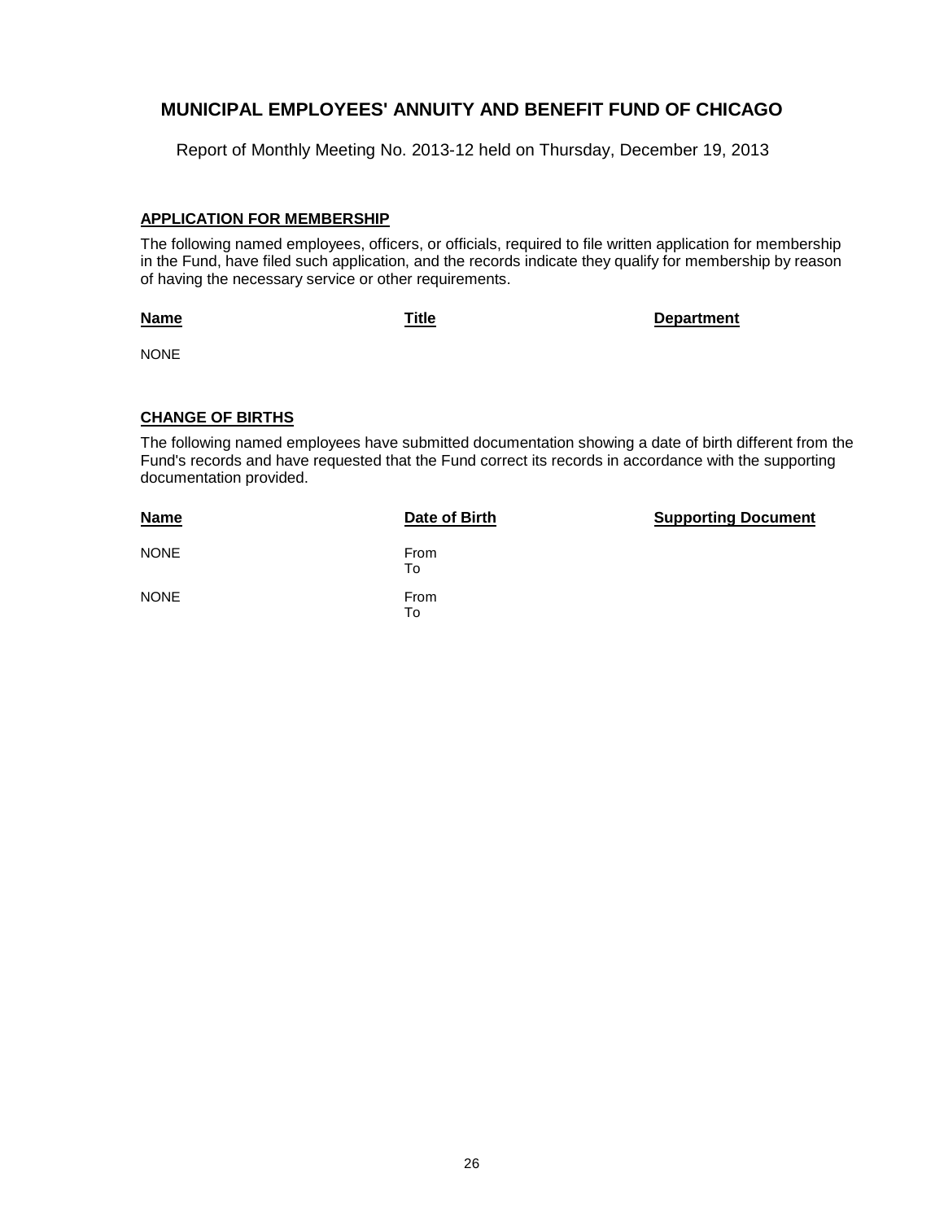# MUNICIPAL EMPLOYEES' ANNUITY AND BENEFIT FUND OF CHICAGO

Report of Monthly Meeting No. 2013-12 held on Thursday, December 19, 2013

## APPLICATION FOR MEMBERSHIP

The following named employees, officers, or officials, required to file written application for membership in the Fund, have filed such application, and the records indicate they qualify for membership by reason of having the necessary service or other requirements.

| Name | Title | Department |
|---|---|---|
| NONE | | |

## CHANGE OF BIRTHS

The following named employees have submitted documentation showing a date of birth different from the Fund's records and have requested that the Fund correct its records in accordance with the supporting documentation provided.

| Name | Date of Birth | Supporting Document |
|---|---|---|
| NONE | From<br>To | |
| NONE | From<br>To | |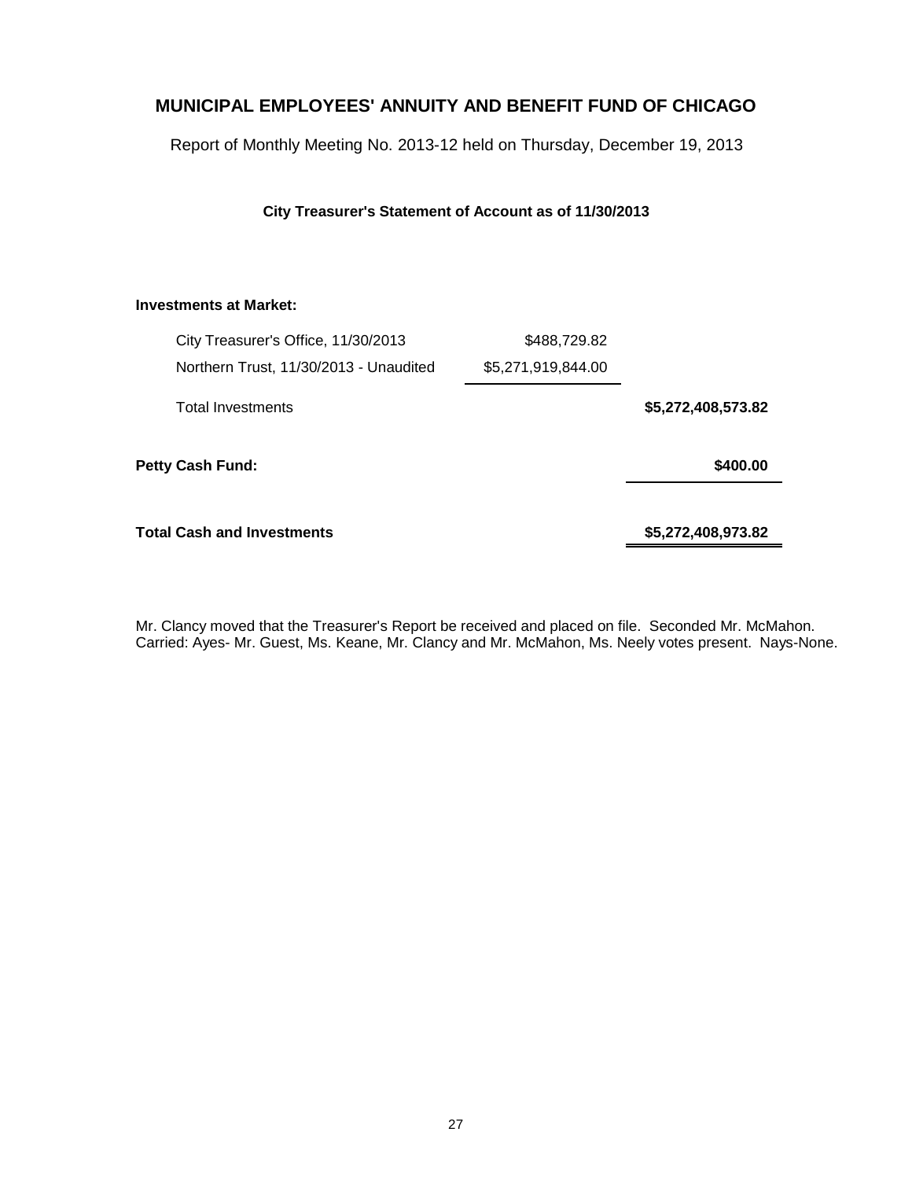# MUNICIPAL EMPLOYEES' ANNUITY AND BENEFIT FUND OF CHICAGO

Report of Monthly Meeting No. 2013-12 held on Thursday, December 19, 2013

**City Treasurer's Statement of Account as of 11/30/2013**

| | | |
|---|---|---|
| **Investments at Market:** | | |
| City Treasurer's Office, 11/30/2013 | $488,729.82 | |
| Northern Trust, 11/30/2013 - Unaudited | $5,271,919,844.00 | |
| Total Investments | | **$5,272,408,573.82** |
| **Petty Cash Fund:** | | **$400.00** |
| **Total Cash and Investments** | | **$5,272,408,973.82** |

Mr. Clancy moved that the Treasurer's Report be received and placed on file. Seconded Mr. McMahon. Carried: Ayes- Mr. Guest, Ms. Keane, Mr. Clancy and Mr. McMahon, Ms. Neely votes present. Nays-None.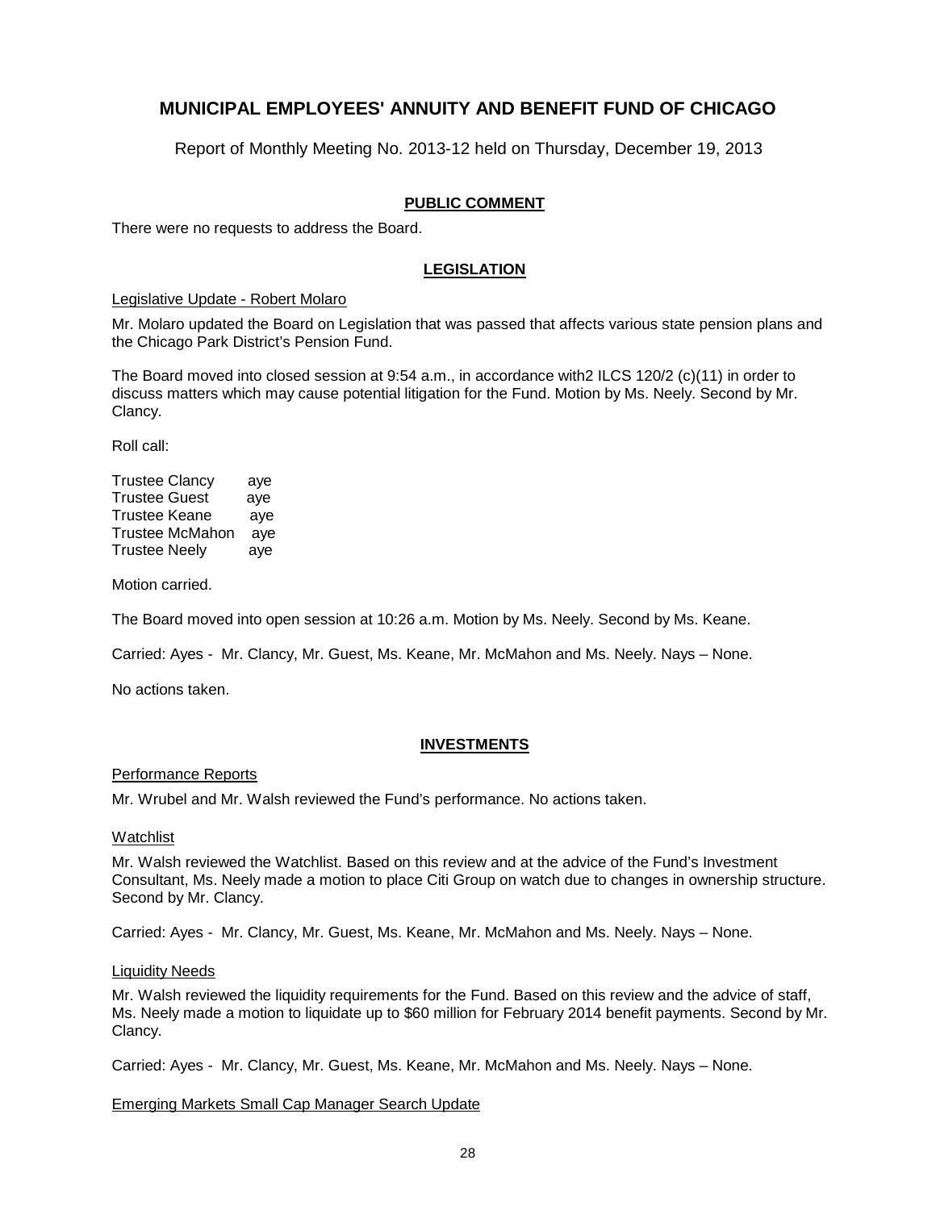# MUNICIPAL EMPLOYEES' ANNUITY AND BENEFIT FUND OF CHICAGO

Report of Monthly Meeting No. 2013-12 held on Thursday, December 19, 2013

## PUBLIC COMMENT

There were no requests to address the Board.

## LEGISLATION

Legislative Update - Robert Molaro

Mr. Molaro updated the Board on Legislation that was passed that affects various state pension plans and the Chicago Park District's Pension Fund.

The Board moved into closed session at 9:54 a.m., in accordance with2 ILCS 120/2 (c)(11) in order to discuss matters which may cause potential litigation for the Fund. Motion by Ms. Neely. Second by Mr. Clancy.

Roll call:

Trustee Clancy aye
Trustee Guest aye
Trustee Keane aye
Trustee McMahon aye
Trustee Neely aye

Motion carried.

The Board moved into open session at 10:26 a.m. Motion by Ms. Neely. Second by Ms. Keane.

Carried: Ayes - Mr. Clancy, Mr. Guest, Ms. Keane, Mr. McMahon and Ms. Neely. Nays – None.

No actions taken.

## INVESTMENTS

Performance Reports

Mr. Wrubel and Mr. Walsh reviewed the Fund's performance. No actions taken.

Watchlist

Mr. Walsh reviewed the Watchlist. Based on this review and at the advice of the Fund's Investment Consultant, Ms. Neely made a motion to place Citi Group on watch due to changes in ownership structure. Second by Mr. Clancy.

Carried: Ayes - Mr. Clancy, Mr. Guest, Ms. Keane, Mr. McMahon and Ms. Neely. Nays – None.

Liquidity Needs

Mr. Walsh reviewed the liquidity requirements for the Fund. Based on this review and the advice of staff, Ms. Neely made a motion to liquidate up to $60 million for February 2014 benefit payments. Second by Mr. Clancy.

Carried: Ayes - Mr. Clancy, Mr. Guest, Ms. Keane, Mr. McMahon and Ms. Neely. Nays – None.

Emerging Markets Small Cap Manager Search Update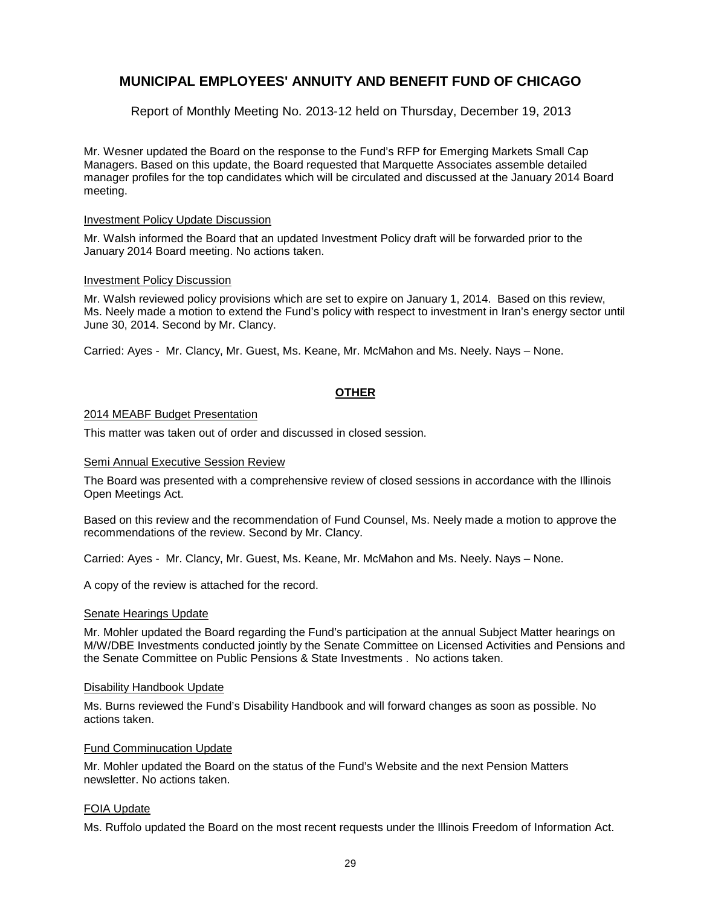# MUNICIPAL EMPLOYEES' ANNUITY AND BENEFIT FUND OF CHICAGO

Report of Monthly Meeting No. 2013-12 held on Thursday, December 19, 2013

Mr. Wesner updated the Board on the response to the Fund's RFP for Emerging Markets Small Cap Managers. Based on this update, the Board requested that Marquette Associates assemble detailed manager profiles for the top candidates which will be circulated and discussed at the January 2014 Board meeting.

<u>Investment Policy Update Discussion</u>

Mr. Walsh informed the Board that an updated Investment Policy draft will be forwarded prior to the January 2014 Board meeting. No actions taken.

<u>Investment Policy Discussion</u>

Mr. Walsh reviewed policy provisions which are set to expire on January 1, 2014. Based on this review, Ms. Neely made a motion to extend the Fund's policy with respect to investment in Iran's energy sector until June 30, 2014. Second by Mr. Clancy.

Carried: Ayes - Mr. Clancy, Mr. Guest, Ms. Keane, Mr. McMahon and Ms. Neely. Nays – None.

## OTHER

<u>2014 MEABF Budget Presentation</u>

This matter was taken out of order and discussed in closed session.

<u>Semi Annual Executive Session Review</u>

The Board was presented with a comprehensive review of closed sessions in accordance with the Illinois Open Meetings Act.

Based on this review and the recommendation of Fund Counsel, Ms. Neely made a motion to approve the recommendations of the review. Second by Mr. Clancy.

Carried: Ayes - Mr. Clancy, Mr. Guest, Ms. Keane, Mr. McMahon and Ms. Neely. Nays – None.

A copy of the review is attached for the record.

<u>Senate Hearings Update</u>

Mr. Mohler updated the Board regarding the Fund's participation at the annual Subject Matter hearings on M/W/DBE Investments conducted jointly by the Senate Committee on Licensed Activities and Pensions and the Senate Committee on Public Pensions & State Investments . No actions taken.

<u>Disability Handbook Update</u>

Ms. Burns reviewed the Fund's Disability Handbook and will forward changes as soon as possible. No actions taken.

<u>Fund Comminucation Update</u>

Mr. Mohler updated the Board on the status of the Fund's Website and the next Pension Matters newsletter. No actions taken.

<u>FOIA Update</u>

Ms. Ruffolo updated the Board on the most recent requests under the Illinois Freedom of Information Act.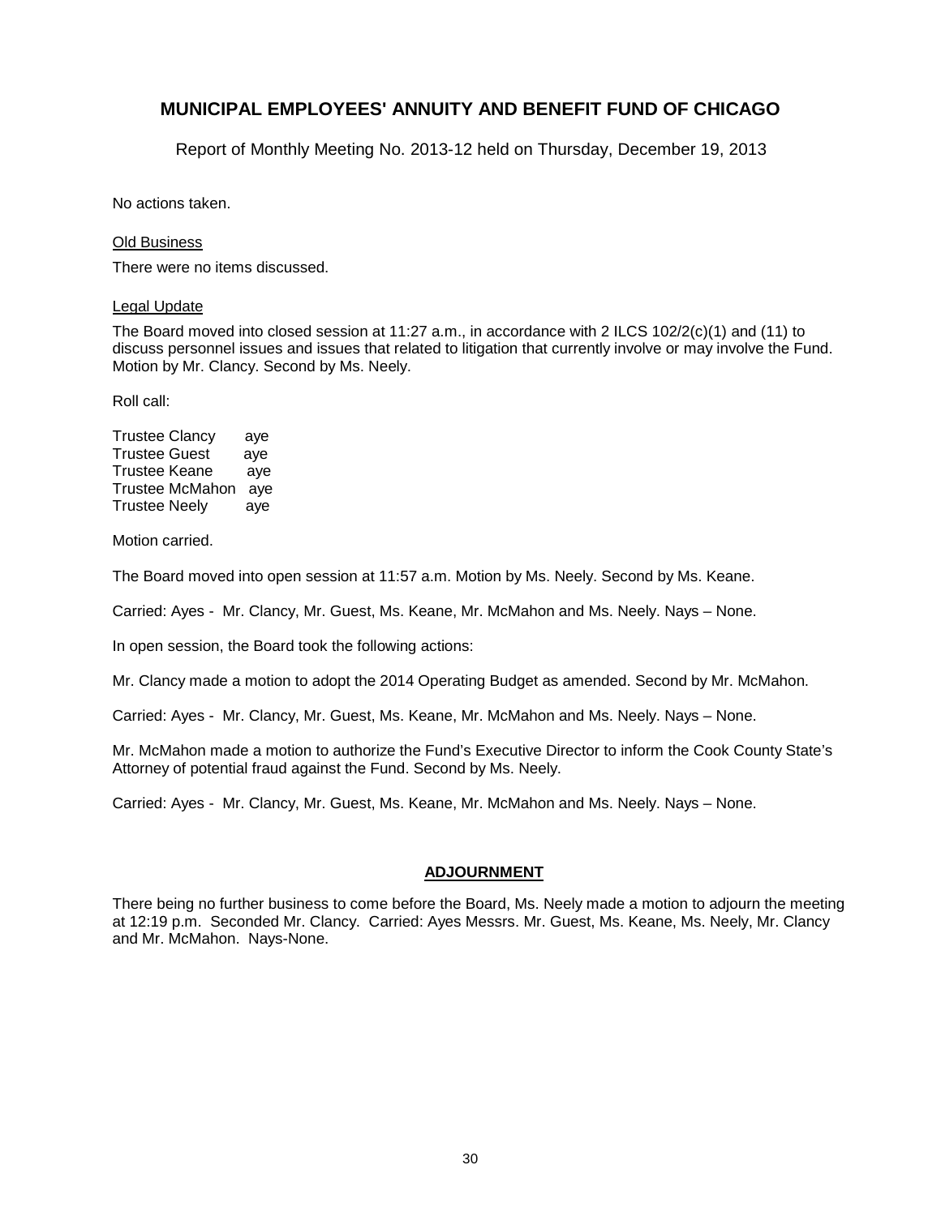# MUNICIPAL EMPLOYEES' ANNUITY AND BENEFIT FUND OF CHICAGO

Report of Monthly Meeting No. 2013-12 held on Thursday, December 19, 2013

No actions taken.

Old Business

There were no items discussed.

Legal Update

The Board moved into closed session at 11:27 a.m., in accordance with 2 ILCS 102/2(c)(1) and (11) to discuss personnel issues and issues that related to litigation that currently involve or may involve the Fund. Motion by Mr. Clancy. Second by Ms. Neely.

Roll call:

| | |
|---|---|
| Trustee Clancy | aye |
| Trustee Guest | aye |
| Trustee Keane | aye |
| Trustee McMahon | aye |
| Trustee Neely | aye |

Motion carried.

The Board moved into open session at 11:57 a.m. Motion by Ms. Neely. Second by Ms. Keane.

Carried: Ayes - Mr. Clancy, Mr. Guest, Ms. Keane, Mr. McMahon and Ms. Neely. Nays – None.

In open session, the Board took the following actions:

Mr. Clancy made a motion to adopt the 2014 Operating Budget as amended. Second by Mr. McMahon.

Carried: Ayes - Mr. Clancy, Mr. Guest, Ms. Keane, Mr. McMahon and Ms. Neely. Nays – None.

Mr. McMahon made a motion to authorize the Fund's Executive Director to inform the Cook County State's Attorney of potential fraud against the Fund. Second by Ms. Neely.

Carried: Ayes - Mr. Clancy, Mr. Guest, Ms. Keane, Mr. McMahon and Ms. Neely. Nays – None.

## ADJOURNMENT

There being no further business to come before the Board, Ms. Neely made a motion to adjourn the meeting at 12:19 p.m. Seconded Mr. Clancy. Carried: Ayes Messrs. Mr. Guest, Ms. Keane, Ms. Neely, Mr. Clancy and Mr. McMahon. Nays-None.